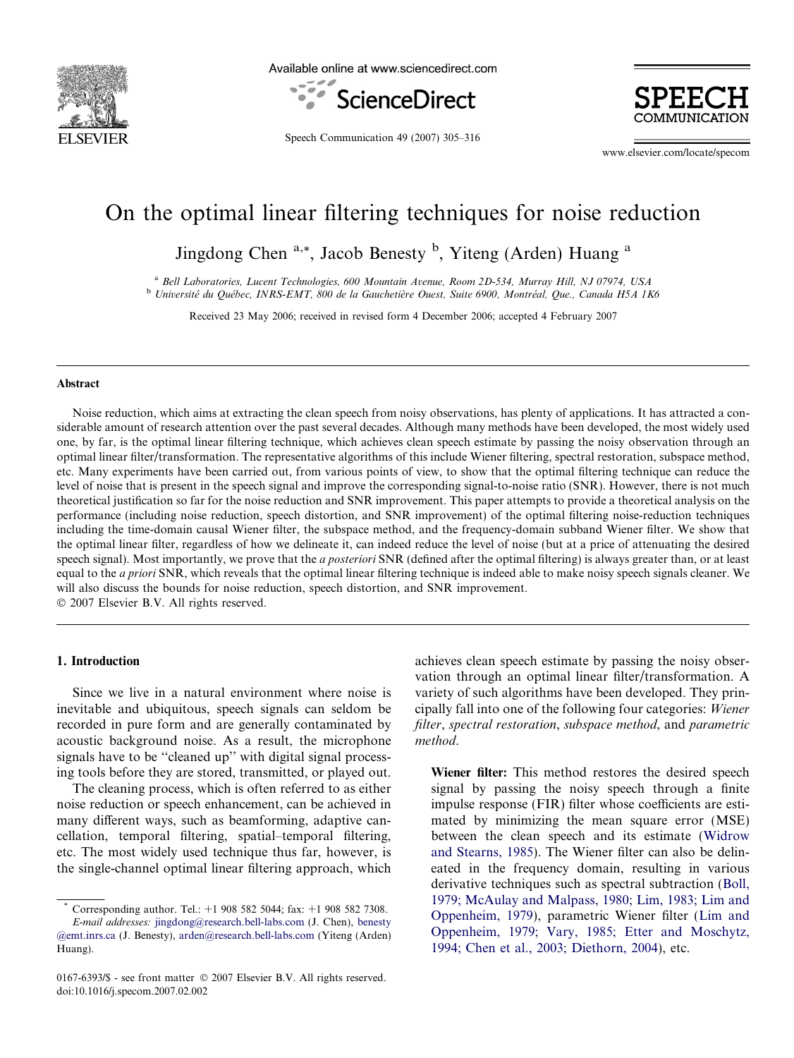# On the optimal linear filtering techniques for noise reduction

Jingdong Chen [a,*], Jacob Benesty [b], Yiteng (Arden) Huang [a]

[a] Bell Laboratories, Lucent Technologies, 600 Mountain Avenue, Room 2D-534, Murray Hill, NJ 07974, USA
[b] Université du Québec, INRS-EMT, 800 de la Gauchetière Ouest, Suite 6900, Montréal, Que., Canada H5A 1K6

Received 23 May 2006; received in revised form 4 December 2006; accepted 4 February 2007

## Abstract

Noise reduction, which aims at extracting the clean speech from noisy observations, has plenty of applications. It has attracted a considerable amount of research attention over the past several decades. Although many methods have been developed, the most widely used one, by far, is the optimal linear filtering technique, which achieves clean speech estimate by passing the noisy observation through an optimal linear filter/transformation. The representative algorithms of this include Wiener filtering, spectral restoration, subspace method, etc. Many experiments have been carried out, from various points of view, to show that the optimal filtering technique can reduce the level of noise that is present in the speech signal and improve the corresponding signal-to-noise ratio (SNR). However, there is not much theoretical justification so far for the noise reduction and SNR improvement. This paper attempts to provide a theoretical analysis on the performance (including noise reduction, speech distortion, and SNR improvement) of the optimal filtering noise-reduction techniques including the time-domain causal Wiener filter, the subspace method, and the frequency-domain subband Wiener filter. We show that the optimal linear filter, regardless of how we delineate it, can indeed reduce the level of noise (but at a price of attenuating the desired speech signal). Most importantly, we prove that the *a posteriori* SNR (defined after the optimal filtering) is always greater than, or at least equal to the *a priori* SNR, which reveals that the optimal linear filtering technique is indeed able to make noisy speech signals cleaner. We will also discuss the bounds for noise reduction, speech distortion, and SNR improvement.

© 2007 Elsevier B.V. All rights reserved.

## 1. Introduction

Since we live in a natural environment where noise is inevitable and ubiquitous, speech signals can seldom be recorded in pure form and are generally contaminated by acoustic background noise. As a result, the microphone signals have to be ''cleaned up'' with digital signal processing tools before they are stored, transmitted, or played out.

The cleaning process, which is often referred to as either noise reduction or speech enhancement, can be achieved in many different ways, such as beamforming, adaptive cancellation, temporal filtering, spatial–temporal filtering, etc. The most widely used technique thus far, however, is the single-channel optimal linear filtering approach, which achieves clean speech estimate by passing the noisy observation through an optimal linear filter/transformation. A variety of such algorithms have been developed. They principally fall into one of the following four categories: *Wiener filter*, *spectral restoration*, *subspace method*, and *parametric method*.

**Wiener filter:** This method restores the desired speech signal by passing the noisy speech through a finite impulse response (FIR) filter whose coefficients are estimated by minimizing the mean square error (MSE) between the clean speech and its estimate (Widrow and Stearns, 1985). The Wiener filter can also be delineated in the frequency domain, resulting in various derivative techniques such as spectral subtraction (Boll, 1979; McAulay and Malpass, 1980; Lim, 1983; Lim and Oppenheim, 1979), parametric Wiener filter (Lim and Oppenheim, 1979; Vary, 1985; Etter and Moschytz, 1994; Chen et al., 2003; Diethorn, 2004), etc.

* Corresponding author. Tel.: +1 908 582 5044; fax: +1 908 582 7308.
*E-mail addresses:* jingdong@research.bell-labs.com (J. Chen), benesty@emt.inrs.ca (J. Benesty), arden@research.bell-labs.com (Yiteng (Arden) Huang).

0167-6393/$ - see front matter © 2007 Elsevier B.V. All rights reserved.
doi:10.1016/j.specom.2007.02.002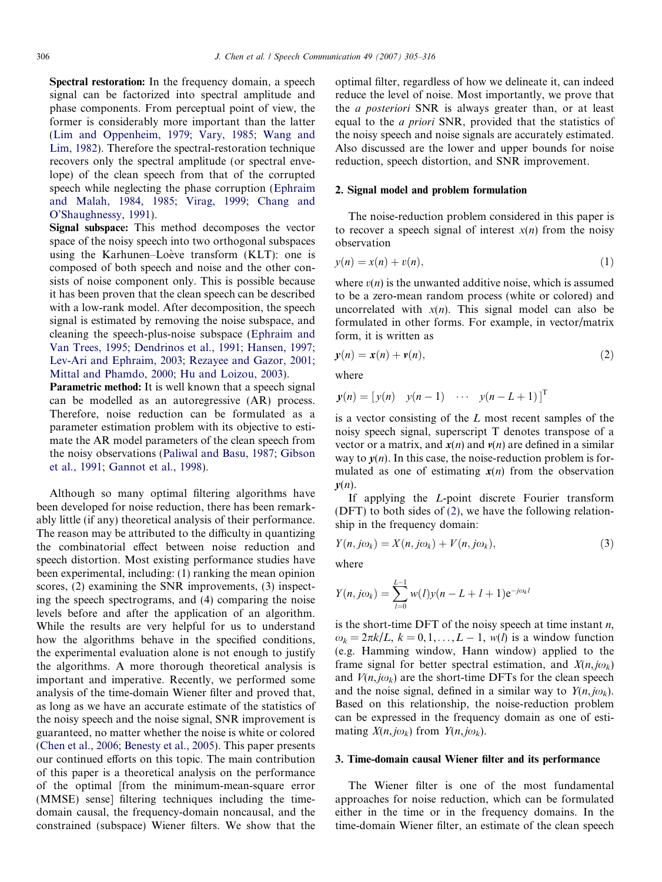**Spectral restoration:** In the frequency domain, a speech signal can be factorized into spectral amplitude and phase components. From perceptual point of view, the former is considerably more important than the latter (Lim and Oppenheim, 1979; Vary, 1985; Wang and Lim, 1982). Therefore the spectral-restoration technique recovers only the spectral amplitude (or spectral envelope) of the clean speech from that of the corrupted speech while neglecting the phase corruption (Ephraim and Malah, 1984, 1985; Virag, 1999; Chang and O'Shaughnessy, 1991).

**Signal subspace:** This method decomposes the vector space of the noisy speech into two orthogonal subspaces using the Karhunen–Loève transform (KLT): one is composed of both speech and noise and the other consists of noise component only. This is possible because it has been proven that the clean speech can be described with a low-rank model. After decomposition, the speech signal is estimated by removing the noise subspace, and cleaning the speech-plus-noise subspace (Ephraim and Van Trees, 1995; Dendrinos et al., 1991; Hansen, 1997; Lev-Ari and Ephraim, 2003; Rezayee and Gazor, 2001; Mittal and Phamdo, 2000; Hu and Loizou, 2003).

**Parametric method:** It is well known that a speech signal can be modelled as an autoregressive (AR) process. Therefore, noise reduction can be formulated as a parameter estimation problem with its objective to estimate the AR model parameters of the clean speech from the noisy observations (Paliwal and Basu, 1987; Gibson et al., 1991; Gannot et al., 1998).

Although so many optimal filtering algorithms have been developed for noise reduction, there has been remarkably little (if any) theoretical analysis of their performance. The reason may be attributed to the difficulty in quantizing the combinatorial effect between noise reduction and speech distortion. Most existing performance studies have been experimental, including: (1) ranking the mean opinion scores, (2) examining the SNR improvements, (3) inspecting the speech spectrograms, and (4) comparing the noise levels before and after the application of an algorithm. While the results are very helpful for us to understand how the algorithms behave in the specified conditions, the experimental evaluation alone is not enough to justify the algorithms. A more thorough theoretical analysis is important and imperative. Recently, we performed some analysis of the time-domain Wiener filter and proved that, as long as we have an accurate estimate of the statistics of the noisy speech and the noise signal, SNR improvement is guaranteed, no matter whether the noise is white or colored (Chen et al., 2006; Benesty et al., 2005). This paper presents our continued efforts on this topic. The main contribution of this paper is a theoretical analysis on the performance of the optimal [from the minimum-mean-square error (MMSE) sense] filtering techniques including the time-domain causal, the frequency-domain noncausal, and the constrained (subspace) Wiener filters. We show that the optimal filter, regardless of how we delineate it, can indeed reduce the level of noise. Most importantly, we prove that the *a posteriori* SNR is always greater than, or at least equal to the *a priori* SNR, provided that the statistics of the noisy speech and noise signals are accurately estimated. Also discussed are the lower and upper bounds for noise reduction, speech distortion, and SNR improvement.

## 2. Signal model and problem formulation

The noise-reduction problem considered in this paper is to recover a speech signal of interest $x(n)$ from the noisy observation

$$y(n) = x(n) + v(n), \tag{1}$$

where $v(n)$ is the unwanted additive noise, which is assumed to be a zero-mean random process (white or colored) and uncorrelated with $x(n)$. This signal model can also be formulated in other forms. For example, in vector/matrix form, it is written as

$$\mathbf{y}(n) = \mathbf{x}(n) + \mathbf{v}(n), \tag{2}$$

where

$$\mathbf{y}(n) = \begin{bmatrix} y(n) & y(n-1) & \cdots & y(n-L+1) \end{bmatrix}^{\mathrm{T}}$$

is a vector consisting of the $L$ most recent samples of the noisy speech signal, superscript T denotes transpose of a vector or a matrix, and $\mathbf{x}(n)$ and $\mathbf{v}(n)$ are defined in a similar way to $\mathbf{y}(n)$. In this case, the noise-reduction problem is formulated as one of estimating $\mathbf{x}(n)$ from the observation $\mathbf{y}(n)$.

If applying the $L$-point discrete Fourier transform (DFT) to both sides of (2), we have the following relationship in the frequency domain:

$$Y(n, j\omega_k) = X(n, j\omega_k) + V(n, j\omega_k), \tag{3}$$

where

$$Y(n, j\omega_k) = \sum_{l=0}^{L-1} w(l) y(n - L + l + 1) \mathrm{e}^{-j\omega_k l}$$

is the short-time DFT of the noisy speech at time instant $n$, $\omega_k = 2\pi k/L$, $k = 0, 1, \ldots, L-1$, $w(l)$ is a window function (e.g. Hamming window, Hann window) applied to the frame signal for better spectral estimation, and $X(n, j\omega_k)$ and $V(n, j\omega_k)$ are the short-time DFTs for the clean speech and the noise signal, defined in a similar way to $Y(n, j\omega_k)$. Based on this relationship, the noise-reduction problem can be expressed in the frequency domain as one of estimating $X(n, j\omega_k)$ from $Y(n, j\omega_k)$.

## 3. Time-domain causal Wiener filter and its performance

The Wiener filter is one of the most fundamental approaches for noise reduction, which can be formulated either in the time or in the frequency domains. In the time-domain Wiener filter, an estimate of the clean speech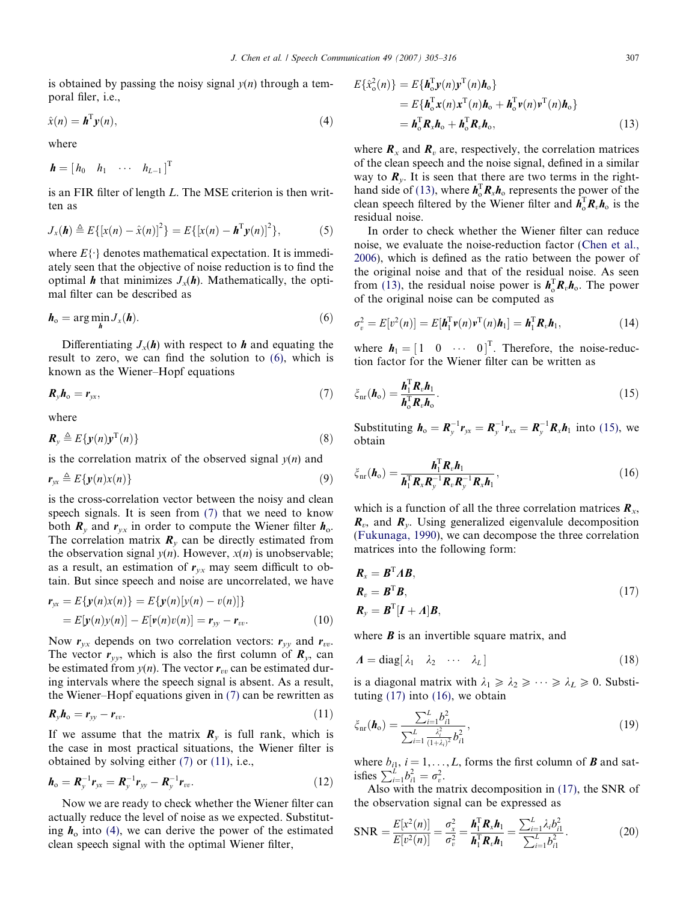is obtained by passing the noisy signal $y(n)$ through a temporal filer, i.e.,

$$\hat{x}(n) = \boldsymbol{h}^{\mathrm{T}}\boldsymbol{y}(n), \tag{4}$$

where

$$\boldsymbol{h} = [\, h_0 \quad h_1 \quad \cdots \quad h_{L-1} \,]^{\mathrm{T}}$$

is an FIR filter of length $L$. The MSE criterion is then written as

$$J_x(\boldsymbol{h}) \triangleq E\{[x(n) - \hat{x}(n)]^2\} = E\{[x(n) - \boldsymbol{h}^{\mathrm{T}}\boldsymbol{y}(n)]^2\}, \tag{5}$$

where $E\{\cdot\}$ denotes mathematical expectation. It is immediately seen that the objective of noise reduction is to find the optimal $\boldsymbol{h}$ that minimizes $J_x(\boldsymbol{h})$. Mathematically, the optimal filter can be described as

$$\boldsymbol{h}_{\mathrm{o}} = \arg\min_{\boldsymbol{h}} J_x(\boldsymbol{h}). \tag{6}$$

Differentiating $J_x(\boldsymbol{h})$ with respect to $\boldsymbol{h}$ and equating the result to zero, we can find the solution to (6), which is known as the Wiener–Hopf equations

$$\boldsymbol{R}_y \boldsymbol{h}_{\mathrm{o}} = \boldsymbol{r}_{yx}, \tag{7}$$

where

$$\boldsymbol{R}_y \triangleq E\{\boldsymbol{y}(n)\boldsymbol{y}^{\mathrm{T}}(n)\} \tag{8}$$

is the correlation matrix of the observed signal $y(n)$ and

$$\boldsymbol{r}_{yx} \triangleq E\{\boldsymbol{y}(n)x(n)\} \tag{9}$$

is the cross-correlation vector between the noisy and clean speech signals. It is seen from (7) that we need to know both $\boldsymbol{R}_y$ and $\boldsymbol{r}_{yx}$ in order to compute the Wiener filter $\boldsymbol{h}_{\mathrm{o}}$. The correlation matrix $\boldsymbol{R}_y$ can be directly estimated from the observation signal $y(n)$. However, $x(n)$ is unobservable; as a result, an estimation of $\boldsymbol{r}_{yx}$ may seem difficult to obtain. But since speech and noise are uncorrelated, we have

$$\begin{aligned}\boldsymbol{r}_{yx} &= E\{\boldsymbol{y}(n)x(n)\} = E\{\boldsymbol{y}(n)[y(n) - v(n)]\} \\ &= E[\boldsymbol{y}(n)y(n)] - E[\boldsymbol{v}(n)v(n)] = \boldsymbol{r}_{yy} - \boldsymbol{r}_{vv}.\end{aligned} \tag{10}$$

Now $\boldsymbol{r}_{yx}$ depends on two correlation vectors: $\boldsymbol{r}_{yy}$ and $\boldsymbol{r}_{vv}$. The vector $\boldsymbol{r}_{yy}$, which is also the first column of $\boldsymbol{R}_y$, can be estimated from $y(n)$. The vector $\boldsymbol{r}_{vv}$ can be estimated during intervals where the speech signal is absent. As a result, the Wiener–Hopf equations given in (7) can be rewritten as

$$\boldsymbol{R}_y \boldsymbol{h}_{\mathrm{o}} = \boldsymbol{r}_{yy} - \boldsymbol{r}_{vv}. \tag{11}$$

If we assume that the matrix $\boldsymbol{R}_y$ is full rank, which is the case in most practical situations, the Wiener filter is obtained by solving either (7) or (11), i.e.,

$$\boldsymbol{h}_{\mathrm{o}} = \boldsymbol{R}_y^{-1}\boldsymbol{r}_{yx} = \boldsymbol{R}_y^{-1}\boldsymbol{r}_{yy} - \boldsymbol{R}_y^{-1}\boldsymbol{r}_{vv}. \tag{12}$$

Now we are ready to check whether the Wiener filter can actually reduce the level of noise as we expected. Substituting $\boldsymbol{h}_{\mathrm{o}}$ into (4), we can derive the power of the estimated clean speech signal with the optimal Wiener filter,

$$\begin{aligned}E\{\hat{x}_{\mathrm{o}}^2(n)\} &= E\{\boldsymbol{h}_{\mathrm{o}}^{\mathrm{T}}\boldsymbol{y}(n)\boldsymbol{y}^{\mathrm{T}}(n)\boldsymbol{h}_{\mathrm{o}}\} \\ &= E\{\boldsymbol{h}_{\mathrm{o}}^{\mathrm{T}}\boldsymbol{x}(n)\boldsymbol{x}^{\mathrm{T}}(n)\boldsymbol{h}_{\mathrm{o}} + \boldsymbol{h}_{\mathrm{o}}^{\mathrm{T}}\boldsymbol{v}(n)\boldsymbol{v}^{\mathrm{T}}(n)\boldsymbol{h}_{\mathrm{o}}\} \\ &= \boldsymbol{h}_{\mathrm{o}}^{\mathrm{T}}\boldsymbol{R}_x\boldsymbol{h}_{\mathrm{o}} + \boldsymbol{h}_{\mathrm{o}}^{\mathrm{T}}\boldsymbol{R}_v\boldsymbol{h}_{\mathrm{o}},\end{aligned} \tag{13}$$

where $\boldsymbol{R}_x$ and $\boldsymbol{R}_v$ are, respectively, the correlation matrices of the clean speech and the noise signal, defined in a similar way to $\boldsymbol{R}_y$. It is seen that there are two terms in the right-hand side of (13), where $\boldsymbol{h}_{\mathrm{o}}^{\mathrm{T}}\boldsymbol{R}_x\boldsymbol{h}_{\mathrm{o}}$ represents the power of the clean speech filtered by the Wiener filter and $\boldsymbol{h}_{\mathrm{o}}^{\mathrm{T}}\boldsymbol{R}_v\boldsymbol{h}_{\mathrm{o}}$ is the residual noise.

In order to check whether the Wiener filter can reduce noise, we evaluate the noise-reduction factor (Chen et al., 2006), which is defined as the ratio between the power of the original noise and that of the residual noise. As seen from (13), the residual noise power is $\boldsymbol{h}_{\mathrm{o}}^{\mathrm{T}}\boldsymbol{R}_v\boldsymbol{h}_{\mathrm{o}}$. The power of the original noise can be computed as

$$\sigma_v^2 = E[v^2(n)] = E[\boldsymbol{h}_1^{\mathrm{T}}\boldsymbol{v}(n)\boldsymbol{v}^{\mathrm{T}}(n)\boldsymbol{h}_1] = \boldsymbol{h}_1^{\mathrm{T}}\boldsymbol{R}_v\boldsymbol{h}_1, \tag{14}$$

where $\boldsymbol{h}_1 = [\,1 \quad 0 \quad \cdots \quad 0\,]^{\mathrm{T}}$. Therefore, the noise-reduction factor for the Wiener filter can be written as

$$\xi_{\mathrm{nr}}(\boldsymbol{h}_{\mathrm{o}}) = \frac{\boldsymbol{h}_1^{\mathrm{T}}\boldsymbol{R}_v\boldsymbol{h}_1}{\boldsymbol{h}_{\mathrm{o}}^{\mathrm{T}}\boldsymbol{R}_v\boldsymbol{h}_{\mathrm{o}}}. \tag{15}$$

Substituting $\boldsymbol{h}_{\mathrm{o}} = \boldsymbol{R}_y^{-1}\boldsymbol{r}_{yx} = \boldsymbol{R}_y^{-1}\boldsymbol{r}_{xx} = \boldsymbol{R}_y^{-1}\boldsymbol{R}_x\boldsymbol{h}_1$ into (15), we obtain

$$\xi_{\mathrm{nr}}(\boldsymbol{h}_{\mathrm{o}}) = \frac{\boldsymbol{h}_1^{\mathrm{T}}\boldsymbol{R}_v\boldsymbol{h}_1}{\boldsymbol{h}_1^{\mathrm{T}}\boldsymbol{R}_x\boldsymbol{R}_y^{-1}\boldsymbol{R}_v\boldsymbol{R}_y^{-1}\boldsymbol{R}_x\boldsymbol{h}_1}, \tag{16}$$

which is a function of all the three correlation matrices $\boldsymbol{R}_x$, $\boldsymbol{R}_v$, and $\boldsymbol{R}_y$. Using generalized eigenvalule decomposition (Fukunaga, 1990), we can decompose the three correlation matrices into the following form:

$$\begin{aligned}\boldsymbol{R}_x &= \boldsymbol{B}^{\mathrm{T}}\boldsymbol{\Lambda}\boldsymbol{B}, \\ \boldsymbol{R}_v &= \boldsymbol{B}^{\mathrm{T}}\boldsymbol{B}, \\ \boldsymbol{R}_y &= \boldsymbol{B}^{\mathrm{T}}[\boldsymbol{I} + \boldsymbol{\Lambda}]\boldsymbol{B},\end{aligned} \tag{17}$$

where $\boldsymbol{B}$ is an invertible square matrix, and

$$\boldsymbol{\Lambda} = \mathrm{diag}[\,\lambda_1 \quad \lambda_2 \quad \cdots \quad \lambda_L\,] \tag{18}$$

is a diagonal matrix with $\lambda_1 \geqslant \lambda_2 \geqslant \cdots \geqslant \lambda_L \geqslant 0$. Substituting (17) into (16), we obtain

$$\xi_{\mathrm{nr}}(\boldsymbol{h}_{\mathrm{o}}) = \frac{\sum_{i=1}^{L} b_{i1}^2}{\sum_{i=1}^{L} \frac{\lambda_i^2}{(1+\lambda_i)^2} b_{i1}^2}, \tag{19}$$

where $b_{i1}$, $i = 1, \ldots, L$, forms the first column of $\boldsymbol{B}$ and satisfies $\sum_{i=1}^{L} b_{i1}^2 = \sigma_v^2$.

Also with the matrix decomposition in (17), the SNR of the observation signal can be expressed as

$$\mathrm{SNR} = \frac{E[x^2(n)]}{E[v^2(n)]} = \frac{\sigma_x^2}{\sigma_v^2} = \frac{\boldsymbol{h}_1^{\mathrm{T}}\boldsymbol{R}_x\boldsymbol{h}_1}{\boldsymbol{h}_1^{\mathrm{T}}\boldsymbol{R}_v\boldsymbol{h}_1} = \frac{\sum_{i=1}^{L}\lambda_i b_{i1}^2}{\sum_{i=1}^{L} b_{i1}^2}. \tag{20}$$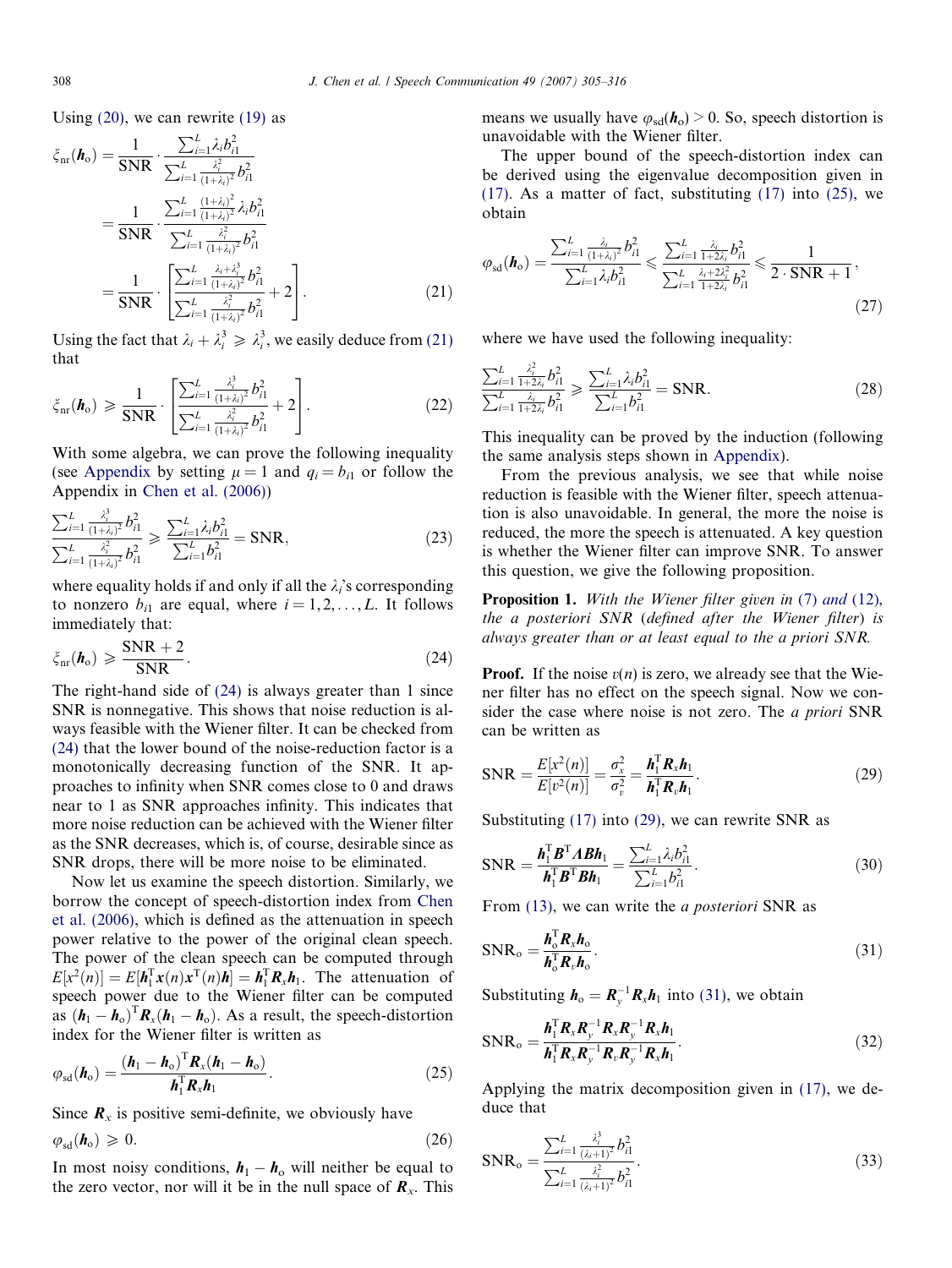Using (20), we can rewrite (19) as

$$\begin{aligned}\xi_{\mathrm{nr}}(\boldsymbol{h}_{\mathrm{o}}) &= \frac{1}{\mathrm{SNR}} \cdot \frac{\sum_{i=1}^{L} \lambda_i b_{i1}^2}{\sum_{i=1}^{L} \frac{\lambda_i^2}{(1+\lambda_i)^2} b_{i1}^2} \\ &= \frac{1}{\mathrm{SNR}} \cdot \frac{\sum_{i=1}^{L} \frac{(1+\lambda_i)^2}{(1+\lambda_i)^2} \lambda_i b_{i1}^2}{\sum_{i=1}^{L} \frac{\lambda_i^2}{(1+\lambda_i)^2} b_{i1}^2} \\ &= \frac{1}{\mathrm{SNR}} \cdot \left[ \frac{\sum_{i=1}^{L} \frac{\lambda_i + \lambda_i^3}{(1+\lambda_i)^2} b_{i1}^2}{\sum_{i=1}^{L} \frac{\lambda_i^2}{(1+\lambda_i)^2} b_{i1}^2} + 2 \right]. \end{aligned} \tag{21}$$

Using the fact that $\lambda_i + \lambda_i^3 \geqslant \lambda_i^3$, we easily deduce from (21) that

$$\xi_{\mathrm{nr}}(\boldsymbol{h}_{\mathrm{o}}) \geqslant \frac{1}{\mathrm{SNR}} \cdot \left[ \frac{\sum_{i=1}^{L} \frac{\lambda_i^3}{(1+\lambda_i)^2} b_{i1}^2}{\sum_{i=1}^{L} \frac{\lambda_i^2}{(1+\lambda_i)^2} b_{i1}^2} + 2 \right]. \tag{22}$$

With some algebra, we can prove the following inequality (see Appendix by setting $\mu = 1$ and $q_i = b_{i1}$ or follow the Appendix in Chen et al. (2006))

$$\frac{\sum_{i=1}^{L} \frac{\lambda_i^3}{(1+\lambda_i)^2} b_{i1}^2}{\sum_{i=1}^{L} \frac{\lambda_i^2}{(1+\lambda_i)^2} b_{i1}^2} \geqslant \frac{\sum_{i=1}^{L} \lambda_i b_{i1}^2}{\sum_{i=1}^{L} b_{i1}^2} = \mathrm{SNR}, \tag{23}$$

where equality holds if and only if all the $\lambda_i$'s corresponding to nonzero $b_{i1}$ are equal, where $i = 1, 2, \ldots, L$. It follows immediately that:

$$\xi_{\mathrm{nr}}(\boldsymbol{h}_{\mathrm{o}}) \geqslant \frac{\mathrm{SNR} + 2}{\mathrm{SNR}}. \tag{24}$$

The right-hand side of (24) is always greater than 1 since SNR is nonnegative. This shows that noise reduction is always feasible with the Wiener filter. It can be checked from (24) that the lower bound of the noise-reduction factor is a monotonically decreasing function of the SNR. It approaches to infinity when SNR comes close to 0 and draws near to 1 as SNR approaches infinity. This indicates that more noise reduction can be achieved with the Wiener filter as the SNR decreases, which is, of course, desirable since as SNR drops, there will be more noise to be eliminated.

Now let us examine the speech distortion. Similarly, we borrow the concept of speech-distortion index from Chen et al. (2006), which is defined as the attenuation in speech power relative to the power of the original clean speech. The power of the clean speech can be computed through $E[x^2(n)] = E[\boldsymbol{h}_1^{\mathrm{T}} \boldsymbol{x}(n) \boldsymbol{x}^{\mathrm{T}}(n) \boldsymbol{h}] = \boldsymbol{h}_1^{\mathrm{T}} \boldsymbol{R}_x \boldsymbol{h}_1$. The attenuation of speech power due to the Wiener filter can be computed as $(\boldsymbol{h}_1 - \boldsymbol{h}_{\mathrm{o}})^{\mathrm{T}} \boldsymbol{R}_x (\boldsymbol{h}_1 - \boldsymbol{h}_{\mathrm{o}})$. As a result, the speech-distortion index for the Wiener filter is written as

$$\varphi_{\mathrm{sd}}(\boldsymbol{h}_{\mathrm{o}}) = \frac{(\boldsymbol{h}_1 - \boldsymbol{h}_{\mathrm{o}})^{\mathrm{T}} \boldsymbol{R}_x (\boldsymbol{h}_1 - \boldsymbol{h}_{\mathrm{o}})}{\boldsymbol{h}_1^{\mathrm{T}} \boldsymbol{R}_x \boldsymbol{h}_1}. \tag{25}$$

Since $\boldsymbol{R}_x$ is positive semi-definite, we obviously have

$$\varphi_{\mathrm{sd}}(\boldsymbol{h}_{\mathrm{o}}) \geqslant 0. \tag{26}$$

In most noisy conditions, $\boldsymbol{h}_1 - \boldsymbol{h}_{\mathrm{o}}$ will neither be equal to the zero vector, nor will it be in the null space of $\boldsymbol{R}_x$. This means we usually have $\varphi_{\mathrm{sd}}(\boldsymbol{h}_{\mathrm{o}}) > 0$. So, speech distortion is unavoidable with the Wiener filter.

The upper bound of the speech-distortion index can be derived using the eigenvalue decomposition given in (17). As a matter of fact, substituting (17) into (25), we obtain

$$\varphi_{\mathrm{sd}}(\boldsymbol{h}_{\mathrm{o}}) = \frac{\sum_{i=1}^{L} \frac{\lambda_i}{(1+\lambda_i)^2} b_{i1}^2}{\sum_{i=1}^{L} \lambda_i b_{i1}^2} \leqslant \frac{\sum_{i=1}^{L} \frac{\lambda_i}{1+2\lambda_i} b_{i1}^2}{\sum_{i=1}^{L} \frac{\lambda_i + 2\lambda_i^2}{1+2\lambda_i} b_{i1}^2} \leqslant \frac{1}{2 \cdot \mathrm{SNR} + 1}, \tag{27}$$

where we have used the following inequality:

$$\frac{\sum_{i=1}^{L} \frac{\lambda_i^2}{1+2\lambda_i} b_{i1}^2}{\sum_{i=1}^{L} \frac{\lambda_i}{1+2\lambda_i} b_{i1}^2} \geqslant \frac{\sum_{i=1}^{L} \lambda_i b_{i1}^2}{\sum_{i=1}^{L} b_{i1}^2} = \mathrm{SNR}. \tag{28}$$

This inequality can be proved by the induction (following the same analysis steps shown in Appendix).

From the previous analysis, we see that while noise reduction is feasible with the Wiener filter, speech attenuation is also unavoidable. In general, the more the noise is reduced, the more the speech is attenuated. A key question is whether the Wiener filter can improve SNR. To answer this question, we give the following proposition.

**Proposition 1.** *With the Wiener filter given in (7) and (12), the a posteriori SNR (defined after the Wiener filter) is always greater than or at least equal to the a priori SNR.*

**Proof.** If the noise $v(n)$ is zero, we already see that the Wiener filter has no effect on the speech signal. Now we consider the case where noise is not zero. The *a priori* SNR can be written as

$$\mathrm{SNR} = \frac{E[x^2(n)]}{E[v^2(n)]} = \frac{\sigma_x^2}{\sigma_v^2} = \frac{\boldsymbol{h}_1^{\mathrm{T}} \boldsymbol{R}_x \boldsymbol{h}_1}{\boldsymbol{h}_1^{\mathrm{T}} \boldsymbol{R}_v \boldsymbol{h}_1}. \tag{29}$$

Substituting (17) into (29), we can rewrite SNR as

$$\mathrm{SNR} = \frac{\boldsymbol{h}_1^{\mathrm{T}} \boldsymbol{B}^{\mathrm{T}} \boldsymbol{\Lambda} \boldsymbol{B} \boldsymbol{h}_1}{\boldsymbol{h}_1^{\mathrm{T}} \boldsymbol{B}^{\mathrm{T}} \boldsymbol{B} \boldsymbol{h}_1} = \frac{\sum_{i=1}^{L} \lambda_i b_{i1}^2}{\sum_{i=1}^{L} b_{i1}^2}. \tag{30}$$

From (13), we can write the *a posteriori* SNR as

$$\mathrm{SNR}_{\mathrm{o}} = \frac{\boldsymbol{h}_{\mathrm{o}}^{\mathrm{T}} \boldsymbol{R}_x \boldsymbol{h}_{\mathrm{o}}}{\boldsymbol{h}_{\mathrm{o}}^{\mathrm{T}} \boldsymbol{R}_v \boldsymbol{h}_{\mathrm{o}}}. \tag{31}$$

Substituting $\boldsymbol{h}_{\mathrm{o}} = \boldsymbol{R}_y^{-1} \boldsymbol{R}_x \boldsymbol{h}_1$ into (31), we obtain

$$\mathrm{SNR}_{\mathrm{o}} = \frac{\boldsymbol{h}_1^{\mathrm{T}} \boldsymbol{R}_x \boldsymbol{R}_y^{-1} \boldsymbol{R}_x \boldsymbol{R}_y^{-1} \boldsymbol{R}_x \boldsymbol{h}_1}{\boldsymbol{h}_1^{\mathrm{T}} \boldsymbol{R}_x \boldsymbol{R}_y^{-1} \boldsymbol{R}_v \boldsymbol{R}_y^{-1} \boldsymbol{R}_x \boldsymbol{h}_1}. \tag{32}$$

Applying the matrix decomposition given in (17), we deduce that

$$\mathrm{SNR}_{\mathrm{o}} = \frac{\sum_{i=1}^{L} \frac{\lambda_i^3}{(\lambda_i+1)^2} b_{i1}^2}{\sum_{i=1}^{L} \frac{\lambda_i^2}{(\lambda_i+1)^2} b_{i1}^2}. \tag{33}$$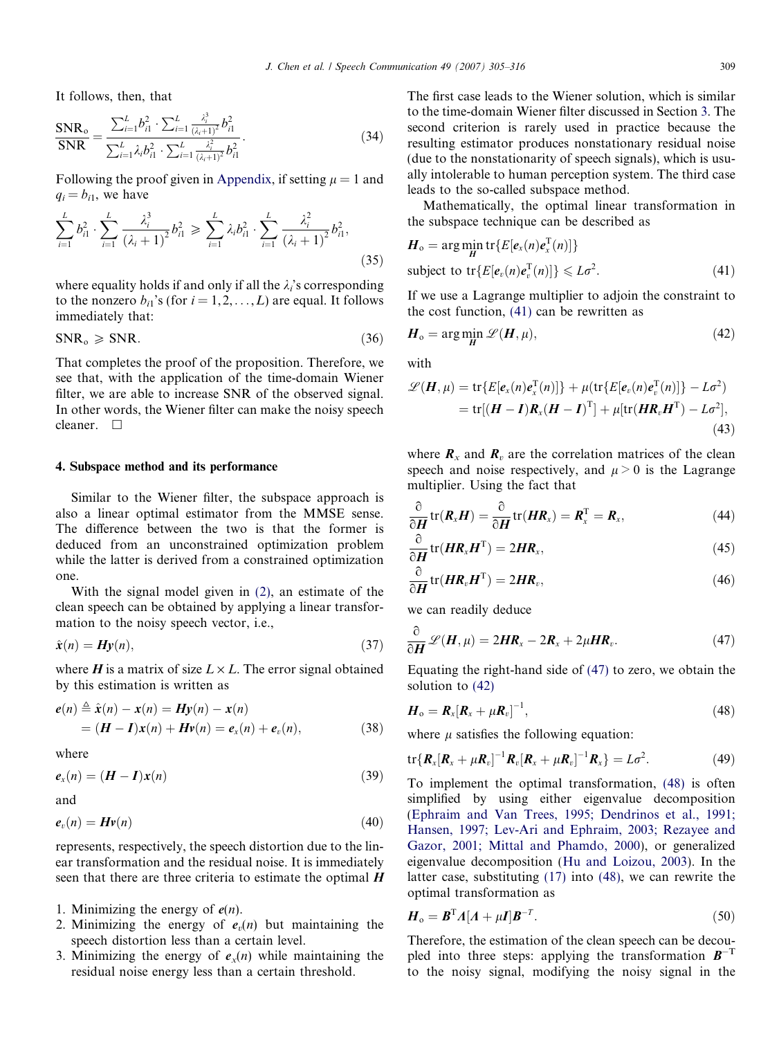It follows, then, that

$$\frac{\mathrm{SNR_o}}{\mathrm{SNR}} = \frac{\sum_{i=1}^{L} b_{i1}^2 \cdot \sum_{i=1}^{L} \frac{\lambda_i^3}{(\lambda_i+1)^2} b_{i1}^2}{\sum_{i=1}^{L} \lambda_i b_{i1}^2 \cdot \sum_{i=1}^{L} \frac{\lambda_i^2}{(\lambda_i+1)^2} b_{i1}^2}. \tag{34}$$

Following the proof given in Appendix, if setting $\mu = 1$ and $q_i = b_{i1}$, we have

$$\sum_{i=1}^{L} b_{i1}^2 \cdot \sum_{i=1}^{L} \frac{\lambda_i^3}{(\lambda_i+1)^2} b_{i1}^2 \geqslant \sum_{i=1}^{L} \lambda_i b_{i1}^2 \cdot \sum_{i=1}^{L} \frac{\lambda_i^2}{(\lambda_i+1)^2} b_{i1}^2, \tag{35}$$

where equality holds if and only if all the $\lambda_i$'s corresponding to the nonzero $b_{i1}$'s (for $i = 1, 2, \ldots, L$) are equal. It follows immediately that:

$$\mathrm{SNR_o} \geqslant \mathrm{SNR}. \tag{36}$$

That completes the proof of the proposition. Therefore, we see that, with the application of the time-domain Wiener filter, we are able to increase SNR of the observed signal. In other words, the Wiener filter can make the noisy speech cleaner. $\square$

## 4. Subspace method and its performance

Similar to the Wiener filter, the subspace approach is also a linear optimal estimator from the MMSE sense. The difference between the two is that the former is deduced from an unconstrained optimization problem while the latter is derived from a constrained optimization one.

With the signal model given in (2), an estimate of the clean speech can be obtained by applying a linear transformation to the noisy speech vector, i.e.,

$$\hat{\boldsymbol{x}}(n) = \boldsymbol{H}\boldsymbol{y}(n), \tag{37}$$

where $\boldsymbol{H}$ is a matrix of size $L \times L$. The error signal obtained by this estimation is written as

$$\begin{aligned}\boldsymbol{e}(n) &\triangleq \hat{\boldsymbol{x}}(n) - \boldsymbol{x}(n) = \boldsymbol{H}\boldsymbol{y}(n) - \boldsymbol{x}(n) \\ &= (\boldsymbol{H} - \boldsymbol{I})\boldsymbol{x}(n) + \boldsymbol{H}\boldsymbol{v}(n) = \boldsymbol{e}_x(n) + \boldsymbol{e}_v(n),\end{aligned} \tag{38}$$

where

$$\boldsymbol{e}_x(n) = (\boldsymbol{H} - \boldsymbol{I})\boldsymbol{x}(n) \tag{39}$$

and

$$\boldsymbol{e}_v(n) = \boldsymbol{H}\boldsymbol{v}(n) \tag{40}$$

represents, respectively, the speech distortion due to the linear transformation and the residual noise. It is immediately seen that there are three criteria to estimate the optimal $\boldsymbol{H}$

1. Minimizing the energy of $\boldsymbol{e}(n)$.
2. Minimizing the energy of $\boldsymbol{e}_v(n)$ but maintaining the speech distortion less than a certain level.
3. Minimizing the energy of $\boldsymbol{e}_x(n)$ while maintaining the residual noise energy less than a certain threshold.

The first case leads to the Wiener solution, which is similar to the time-domain Wiener filter discussed in Section 3. The second criterion is rarely used in practice because the resulting estimator produces nonstationary residual noise (due to the nonstationarity of speech signals), which is usually intolerable to human perception system. The third case leads to the so-called subspace method.

Mathematically, the optimal linear transformation in the subspace technique can be described as

$$\begin{aligned}&\boldsymbol{H}_\mathrm{o} = \arg\min_{\boldsymbol{H}} \mathrm{tr}\{E[\boldsymbol{e}_x(n)\boldsymbol{e}_x^\mathrm{T}(n)]\} \\ &\text{subject to } \mathrm{tr}\{E[\boldsymbol{e}_v(n)\boldsymbol{e}_v^\mathrm{T}(n)]\} \leqslant L\sigma^2.\end{aligned} \tag{41}$$

If we use a Lagrange multiplier to adjoin the constraint to the cost function, (41) can be rewritten as

$$\boldsymbol{H}_\mathrm{o} = \arg\min_{\boldsymbol{H}} \mathscr{L}(\boldsymbol{H}, \mu), \tag{42}$$

with

$$\begin{aligned}\mathscr{L}(\boldsymbol{H}, \mu) &= \mathrm{tr}\{E[\boldsymbol{e}_x(n)\boldsymbol{e}_x^\mathrm{T}(n)]\} + \mu(\mathrm{tr}\{E[\boldsymbol{e}_v(n)\boldsymbol{e}_v^\mathrm{T}(n)]\} - L\sigma^2) \\ &= \mathrm{tr}[(\boldsymbol{H} - \boldsymbol{I})\boldsymbol{R}_x(\boldsymbol{H} - \boldsymbol{I})^\mathrm{T}] + \mu[\mathrm{tr}(\boldsymbol{H}\boldsymbol{R}_v\boldsymbol{H}^\mathrm{T}) - L\sigma^2],\end{aligned} \tag{43}$$

where $\boldsymbol{R}_x$ and $\boldsymbol{R}_v$ are the correlation matrices of the clean speech and noise respectively, and $\mu > 0$ is the Lagrange multiplier. Using the fact that

$$\frac{\partial}{\partial \boldsymbol{H}} \mathrm{tr}(\boldsymbol{R}_x\boldsymbol{H}) = \frac{\partial}{\partial \boldsymbol{H}} \mathrm{tr}(\boldsymbol{H}\boldsymbol{R}_x) = \boldsymbol{R}_x^\mathrm{T} = \boldsymbol{R}_x, \tag{44}$$

$$\frac{\partial}{\partial \boldsymbol{H}} \mathrm{tr}(\boldsymbol{H}\boldsymbol{R}_x\boldsymbol{H}^\mathrm{T}) = 2\boldsymbol{H}\boldsymbol{R}_x, \tag{45}$$

$$\frac{\partial}{\partial \boldsymbol{H}} \mathrm{tr}(\boldsymbol{H}\boldsymbol{R}_v\boldsymbol{H}^\mathrm{T}) = 2\boldsymbol{H}\boldsymbol{R}_v, \tag{46}$$

we can readily deduce

$$\frac{\partial}{\partial \boldsymbol{H}} \mathscr{L}(\boldsymbol{H}, \mu) = 2\boldsymbol{H}\boldsymbol{R}_x - 2\boldsymbol{R}_x + 2\mu\boldsymbol{H}\boldsymbol{R}_v. \tag{47}$$

Equating the right-hand side of (47) to zero, we obtain the solution to (42)

$$\boldsymbol{H}_\mathrm{o} = \boldsymbol{R}_x[\boldsymbol{R}_x + \mu\boldsymbol{R}_v]^{-1}, \tag{48}$$

where $\mu$ satisfies the following equation:

$$\mathrm{tr}\{\boldsymbol{R}_x[\boldsymbol{R}_x + \mu\boldsymbol{R}_v]^{-1}\boldsymbol{R}_v[\boldsymbol{R}_x + \mu\boldsymbol{R}_v]^{-1}\boldsymbol{R}_x\} = L\sigma^2. \tag{49}$$

To implement the optimal transformation, (48) is often simplified by using either eigenvalue decomposition (Ephraim and Van Trees, 1995; Dendrinos et al., 1991; Hansen, 1997; Lev-Ari and Ephraim, 2003; Rezayee and Gazor, 2001; Mittal and Phamdo, 2000), or generalized eigenvalue decomposition (Hu and Loizou, 2003). In the latter case, substituting (17) into (48), we can rewrite the optimal transformation as

$$\boldsymbol{H}_\mathrm{o} = \boldsymbol{B}^\mathrm{T}\boldsymbol{\Lambda}[\boldsymbol{\Lambda} + \mu\boldsymbol{I}]\boldsymbol{B}^{-T}. \tag{50}$$

Therefore, the estimation of the clean speech can be decoupled into three steps: applying the transformation $\boldsymbol{B}^{-\mathrm{T}}$ to the noisy signal, modifying the noisy signal in the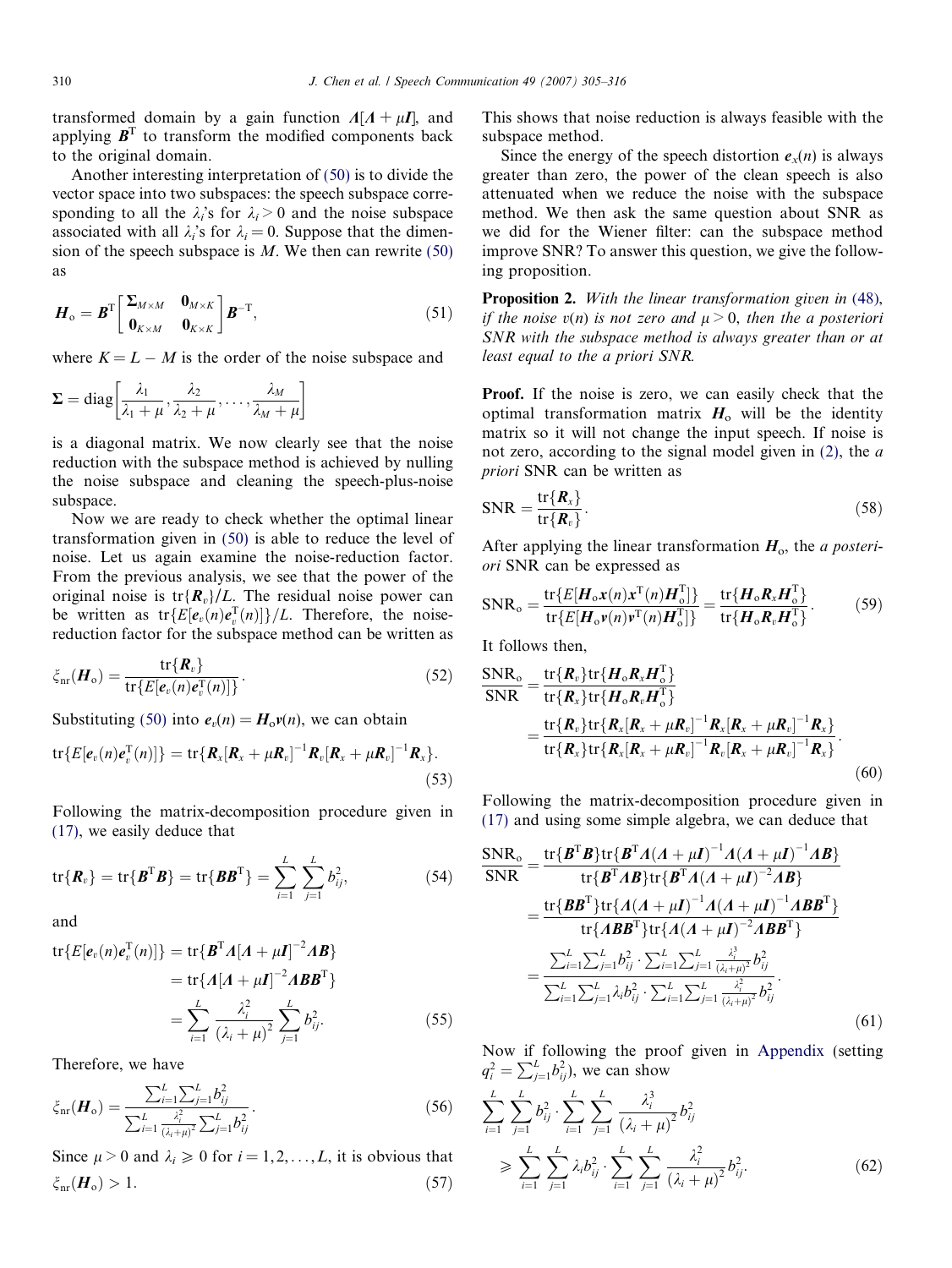transformed domain by a gain function $\boldsymbol{\Lambda}[\boldsymbol{\Lambda}+\mu\boldsymbol{I}]$, and applying $\boldsymbol{B}^{\mathrm{T}}$ to transform the modified components back to the original domain.

Another interesting interpretation of (50) is to divide the vector space into two subspaces: the speech subspace corresponding to all the $\lambda_i$'s for $\lambda_i > 0$ and the noise subspace associated with all $\lambda_i$'s for $\lambda_i = 0$. Suppose that the dimension of the speech subspace is $M$. We then can rewrite (50) as

$$\boldsymbol{H}_{\mathrm{o}} = \boldsymbol{B}^{\mathrm{T}} \begin{bmatrix} \boldsymbol{\Sigma}_{M\times M} & \boldsymbol{0}_{M\times K} \\ \boldsymbol{0}_{K\times M} & \boldsymbol{0}_{K\times K} \end{bmatrix} \boldsymbol{B}^{-\mathrm{T}}, \tag{51}$$

where $K = L - M$ is the order of the noise subspace and

$$\boldsymbol{\Sigma} = \mathrm{diag}\left[\frac{\lambda_1}{\lambda_1+\mu}, \frac{\lambda_2}{\lambda_2+\mu}, \ldots, \frac{\lambda_M}{\lambda_M+\mu}\right]$$

is a diagonal matrix. We now clearly see that the noise reduction with the subspace method is achieved by nulling the noise subspace and cleaning the speech-plus-noise subspace.

Now we are ready to check whether the optimal linear transformation given in (50) is able to reduce the level of noise. Let us again examine the noise-reduction factor. From the previous analysis, we see that the power of the original noise is $\mathrm{tr}\{\boldsymbol{R}_v\}/L$. The residual noise power can be written as $\mathrm{tr}\{E[\boldsymbol{e}_v(n)\boldsymbol{e}_v^{\mathrm{T}}(n)]\}/L$. Therefore, the noise-reduction factor for the subspace method can be written as

$$\xi_{\mathrm{nr}}(\boldsymbol{H}_{\mathrm{o}}) = \frac{\mathrm{tr}\{\boldsymbol{R}_v\}}{\mathrm{tr}\{E[\boldsymbol{e}_v(n)\boldsymbol{e}_v^{\mathrm{T}}(n)]\}}. \tag{52}$$

Substituting (50) into $\boldsymbol{e}_v(n) = \boldsymbol{H}_{\mathrm{o}}\boldsymbol{v}(n)$, we can obtain

$$\mathrm{tr}\{E[\boldsymbol{e}_v(n)\boldsymbol{e}_v^{\mathrm{T}}(n)]\} = \mathrm{tr}\{\boldsymbol{R}_x[\boldsymbol{R}_x+\mu\boldsymbol{R}_v]^{-1}\boldsymbol{R}_v[\boldsymbol{R}_x+\mu\boldsymbol{R}_v]^{-1}\boldsymbol{R}_x\}. \tag{53}$$

Following the matrix-decomposition procedure given in (17), we easily deduce that

$$\mathrm{tr}\{\boldsymbol{R}_v\} = \mathrm{tr}\{\boldsymbol{B}^{\mathrm{T}}\boldsymbol{B}\} = \mathrm{tr}\{\boldsymbol{B}\boldsymbol{B}^{\mathrm{T}}\} = \sum_{i=1}^{L}\sum_{j=1}^{L} b_{ij}^2, \tag{54}$$

and

$$\begin{aligned}\mathrm{tr}\{E[\boldsymbol{e}_v(n)\boldsymbol{e}_v^{\mathrm{T}}(n)]\} &= \mathrm{tr}\{\boldsymbol{B}^{\mathrm{T}}\boldsymbol{\Lambda}[\boldsymbol{\Lambda}+\mu\boldsymbol{I}]^{-2}\boldsymbol{\Lambda}\boldsymbol{B}\} \\ &= \mathrm{tr}\{\boldsymbol{\Lambda}[\boldsymbol{\Lambda}+\mu\boldsymbol{I}]^{-2}\boldsymbol{\Lambda}\boldsymbol{B}\boldsymbol{B}^{\mathrm{T}}\} \\ &= \sum_{i=1}^{L}\frac{\lambda_i^2}{(\lambda_i+\mu)^2}\sum_{j=1}^{L} b_{ij}^2. \end{aligned} \tag{55}$$

Therefore, we have

$$\xi_{\mathrm{nr}}(\boldsymbol{H}_{\mathrm{o}}) = \frac{\sum_{i=1}^{L}\sum_{j=1}^{L} b_{ij}^2}{\sum_{i=1}^{L}\frac{\lambda_i^2}{(\lambda_i+\mu)^2}\sum_{j=1}^{L} b_{ij}^2}. \tag{56}$$

Since $\mu > 0$ and $\lambda_i \geqslant 0$ for $i = 1, 2, \ldots, L$, it is obvious that

$$\xi_{\mathrm{nr}}(\boldsymbol{H}_{\mathrm{o}}) > 1. \tag{57}$$

This shows that noise reduction is always feasible with the subspace method.

Since the energy of the speech distortion $\boldsymbol{e}_x(n)$ is always greater than zero, the power of the clean speech is also attenuated when we reduce the noise with the subspace method. We then ask the same question about SNR as we did for the Wiener filter: can the subspace method improve SNR? To answer this question, we give the following proposition.

**Proposition 2.** *With the linear transformation given in (48), if the noise $v(n)$ is not zero and $\mu > 0$, then the a posteriori SNR with the subspace method is always greater than or at least equal to the a priori SNR.*

**Proof.** If the noise is zero, we can easily check that the optimal transformation matrix $\boldsymbol{H}_{\mathrm{o}}$ will be the identity matrix so it will not change the input speech. If noise is not zero, according to the signal model given in (2), the *a priori* SNR can be written as

$$\mathrm{SNR} = \frac{\mathrm{tr}\{\boldsymbol{R}_x\}}{\mathrm{tr}\{\boldsymbol{R}_v\}}. \tag{58}$$

After applying the linear transformation $\boldsymbol{H}_{\mathrm{o}}$, the *a posteriori* SNR can be expressed as

$$\mathrm{SNR}_{\mathrm{o}} = \frac{\mathrm{tr}\{E[\boldsymbol{H}_{\mathrm{o}}\boldsymbol{x}(n)\boldsymbol{x}^{\mathrm{T}}(n)\boldsymbol{H}_{\mathrm{o}}^{\mathrm{T}}]\}}{\mathrm{tr}\{E[\boldsymbol{H}_{\mathrm{o}}\boldsymbol{v}(n)\boldsymbol{v}^{\mathrm{T}}(n)\boldsymbol{H}_{\mathrm{o}}^{\mathrm{T}}]\}} = \frac{\mathrm{tr}\{\boldsymbol{H}_{\mathrm{o}}\boldsymbol{R}_x\boldsymbol{H}_{\mathrm{o}}^{\mathrm{T}}\}}{\mathrm{tr}\{\boldsymbol{H}_{\mathrm{o}}\boldsymbol{R}_v\boldsymbol{H}_{\mathrm{o}}^{\mathrm{T}}\}}. \tag{59}$$

It follows then,

$$\begin{aligned}\frac{\mathrm{SNR}_{\mathrm{o}}}{\mathrm{SNR}} &= \frac{\mathrm{tr}\{\boldsymbol{R}_v\}\mathrm{tr}\{\boldsymbol{H}_{\mathrm{o}}\boldsymbol{R}_x\boldsymbol{H}_{\mathrm{o}}^{\mathrm{T}}\}}{\mathrm{tr}\{\boldsymbol{R}_x\}\mathrm{tr}\{\boldsymbol{H}_{\mathrm{o}}\boldsymbol{R}_v\boldsymbol{H}_{\mathrm{o}}^{\mathrm{T}}\}} \\ &= \frac{\mathrm{tr}\{\boldsymbol{R}_v\}\mathrm{tr}\{\boldsymbol{R}_x[\boldsymbol{R}_x+\mu\boldsymbol{R}_v]^{-1}\boldsymbol{R}_x[\boldsymbol{R}_x+\mu\boldsymbol{R}_v]^{-1}\boldsymbol{R}_x\}}{\mathrm{tr}\{\boldsymbol{R}_x\}\mathrm{tr}\{\boldsymbol{R}_x[\boldsymbol{R}_x+\mu\boldsymbol{R}_v]^{-1}\boldsymbol{R}_v[\boldsymbol{R}_x+\mu\boldsymbol{R}_v]^{-1}\boldsymbol{R}_x\}}. \end{aligned} \tag{60}$$

Following the matrix-decomposition procedure given in (17) and using some simple algebra, we can deduce that

$$\begin{aligned}\frac{\mathrm{SNR}_{\mathrm{o}}}{\mathrm{SNR}} &= \frac{\mathrm{tr}\{\boldsymbol{B}^{\mathrm{T}}\boldsymbol{B}\}\mathrm{tr}\{\boldsymbol{B}^{\mathrm{T}}\boldsymbol{\Lambda}(\boldsymbol{\Lambda}+\mu\boldsymbol{I})^{-1}\boldsymbol{\Lambda}(\boldsymbol{\Lambda}+\mu\boldsymbol{I})^{-1}\boldsymbol{\Lambda}\boldsymbol{B}\}}{\mathrm{tr}\{\boldsymbol{B}^{\mathrm{T}}\boldsymbol{\Lambda}\boldsymbol{B}\}\mathrm{tr}\{\boldsymbol{B}^{\mathrm{T}}\boldsymbol{\Lambda}(\boldsymbol{\Lambda}+\mu\boldsymbol{I})^{-2}\boldsymbol{\Lambda}\boldsymbol{B}\}} \\ &= \frac{\mathrm{tr}\{\boldsymbol{B}\boldsymbol{B}^{\mathrm{T}}\}\mathrm{tr}\{\boldsymbol{\Lambda}(\boldsymbol{\Lambda}+\mu\boldsymbol{I})^{-1}\boldsymbol{\Lambda}(\boldsymbol{\Lambda}+\mu\boldsymbol{I})^{-1}\boldsymbol{\Lambda}\boldsymbol{B}\boldsymbol{B}^{\mathrm{T}}\}}{\mathrm{tr}\{\boldsymbol{\Lambda}\boldsymbol{B}\boldsymbol{B}^{\mathrm{T}}\}\mathrm{tr}\{\boldsymbol{\Lambda}(\boldsymbol{\Lambda}+\mu\boldsymbol{I})^{-2}\boldsymbol{\Lambda}\boldsymbol{B}\boldsymbol{B}^{\mathrm{T}}\}} \\ &= \frac{\sum_{i=1}^{L}\sum_{j=1}^{L} b_{ij}^2 \cdot \sum_{i=1}^{L}\sum_{j=1}^{L}\frac{\lambda_i^3}{(\lambda_i+\mu)^2} b_{ij}^2}{\sum_{i=1}^{L}\sum_{j=1}^{L}\lambda_i b_{ij}^2 \cdot \sum_{i=1}^{L}\sum_{j=1}^{L}\frac{\lambda_i^2}{(\lambda_i+\mu)^2} b_{ij}^2}. \end{aligned} \tag{61}$$

Now if following the proof given in Appendix (setting $q_i^2 = \sum_{j=1}^{L} b_{ij}^2$), we can show

$$\begin{aligned}&\sum_{i=1}^{L}\sum_{j=1}^{L} b_{ij}^2 \cdot \sum_{i=1}^{L}\sum_{j=1}^{L}\frac{\lambda_i^3}{(\lambda_i+\mu)^2} b_{ij}^2 \\ &\quad \geqslant \sum_{i=1}^{L}\sum_{j=1}^{L}\lambda_i b_{ij}^2 \cdot \sum_{i=1}^{L}\sum_{j=1}^{L}\frac{\lambda_i^2}{(\lambda_i+\mu)^2} b_{ij}^2. \end{aligned} \tag{62}$$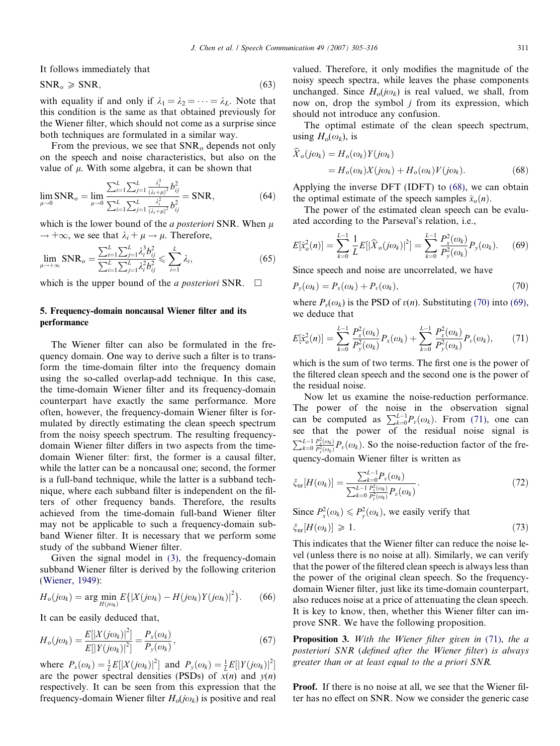It follows immediately that

$$\text{SNR}_\text{o} \geqslant \text{SNR}, \tag{63}$$

with equality if and only if $\lambda_1 = \lambda_2 = \cdots = \lambda_L$. Note that this condition is the same as that obtained previously for the Wiener filter, which should not come as a surprise since both techniques are formulated in a similar way.

From the previous, we see that $\text{SNR}_\text{o}$ depends not only on the speech and noise characteristics, but also on the value of $\mu$. With some algebra, it can be shown that

$$\lim_{\mu \to 0} \text{SNR}_\text{o} = \lim_{\mu \to 0} \frac{\sum_{i=1}^{L}\sum_{j=1}^{L} \frac{\lambda_i^3}{(\lambda_i+\mu)^2} b_{ij}^2}{\sum_{i=1}^{L}\sum_{j=1}^{L} \frac{\lambda_i^2}{(\lambda_i+\mu)^2} b_{ij}^2} = \text{SNR}, \tag{64}$$

which is the lower bound of the *a posteriori* SNR. When $\mu \to +\infty$, we see that $\lambda_i + \mu \to \mu$. Therefore,

$$\lim_{\mu \to +\infty} \text{SNR}_\text{o} = \frac{\sum_{i=1}^{L}\sum_{j=1}^{L} \lambda_i^3 b_{ij}^2}{\sum_{i=1}^{L}\sum_{j=1}^{L} \lambda_i^2 b_{ij}^2} \leqslant \sum_{i=1}^{L} \lambda_i, \tag{65}$$

which is the upper bound of the *a posteriori* SNR. □

## 5. Frequency-domain noncausal Wiener filter and its performance

The Wiener filter can also be formulated in the frequency domain. One way to derive such a filter is to transform the time-domain filter into the frequency domain using the so-called overlap-add technique. In this case, the time-domain Wiener filter and its frequency-domain counterpart have exactly the same performance. More often, however, the frequency-domain Wiener filter is formulated by directly estimating the clean speech spectrum from the noisy speech spectrum. The resulting frequency-domain Wiener filter differs in two aspects from the time-domain Wiener filter: first, the former is a causal filter, while the latter can be a noncausal one; second, the former is a full-band technique, while the latter is a subband technique, where each subband filter is independent on the filters of other frequency bands. Therefore, the results achieved from the time-domain full-band Wiener filter may not be applicable to such a frequency-domain subband Wiener filter. It is necessary that we perform some study of the subband Wiener filter.

Given the signal model in (3), the frequency-domain subband Wiener filter is derived by the following criterion (Wiener, 1949):

$$H_\text{o}(j\omega_k) = \arg\min_{H(j\omega_k)} E\{|X(j\omega_k) - H(j\omega_k)Y(j\omega_k)|^2\}. \tag{66}$$

It can be easily deduced that,

$$H_\text{o}(j\omega_k) = \frac{E[|X(j\omega_k)|^2]}{E[|Y(j\omega_k)|^2]} = \frac{P_x(\omega_k)}{P_y(\omega_k)}, \tag{67}$$

where $P_x(\omega_k) = \frac{1}{L}E[|X(j\omega_k)|^2]$ and $P_y(\omega_k) = \frac{1}{L}E[|Y(j\omega_k)|^2]$ are the power spectral densities (PSDs) of $x(n)$ and $y(n)$ respectively. It can be seen from this expression that the frequency-domain Wiener filter $H_\text{o}(j\omega_k)$ is positive and real valued. Therefore, it only modifies the magnitude of the noisy speech spectra, while leaves the phase components unchanged. Since $H_\text{o}(j\omega_k)$ is real valued, we shall, from now on, drop the symbol $j$ from its expression, which should not introduce any confusion.

The optimal estimate of the clean speech spectrum, using $H_\text{o}(\omega_k)$, is

$$\begin{aligned}\widehat{X}_\text{o}(j\omega_k) &= H_\text{o}(\omega_k)Y(j\omega_k) \\ &= H_\text{o}(\omega_k)X(j\omega_k) + H_\text{o}(\omega_k)V(j\omega_k).\end{aligned} \tag{68}$$

Applying the inverse DFT (IDFT) to (68), we can obtain the optimal estimate of the speech samples $\hat{x}_\text{o}(n)$.

The power of the estimated clean speech can be evaluated according to the Parseval's relation, i.e.,

$$E[\hat{x}_\text{o}^2(n)] = \sum_{k=0}^{L-1} \frac{1}{L} E[|\widehat{X}_\text{o}(j\omega_k)|^2] = \sum_{k=0}^{L-1} \frac{P_x^2(\omega_k)}{P_y^2(\omega_k)} P_y(\omega_k). \tag{69}$$

Since speech and noise are uncorrelated, we have

$$P_y(\omega_k) = P_x(\omega_k) + P_v(\omega_k), \tag{70}$$

where $P_v(\omega_k)$ is the PSD of $v(n)$. Substituting (70) into (69), we deduce that

$$E[\hat{x}_\text{o}^2(n)] = \sum_{k=0}^{L-1} \frac{P_x^2(\omega_k)}{P_y^2(\omega_k)} P_x(\omega_k) + \sum_{k=0}^{L-1} \frac{P_x^2(\omega_k)}{P_y^2(\omega_k)} P_v(\omega_k), \tag{71}$$

which is the sum of two terms. The first one is the power of the filtered clean speech and the second one is the power of the residual noise.

Now let us examine the noise-reduction performance. The power of the noise in the observation signal can be computed as $\sum_{k=0}^{L-1} P_v(\omega_k)$. From (71), one can see that the power of the residual noise signal is $\sum_{k=0}^{L-1} \frac{P_x^2(\omega_k)}{P_y^2(\omega_k)} P_v(\omega_k)$. So the noise-reduction factor of the frequency-domain Wiener filter is written as

$$\xi_\text{nr}[H(\omega_k)] = \frac{\sum_{k=0}^{L-1} P_v(\omega_k)}{\sum_{k=0}^{L-1} \frac{P_x^2(\omega_k)}{P_y^2(\omega_k)} P_v(\omega_k)}. \tag{72}$$

Since $P_x^2(\omega_k) \leqslant P_y^2(\omega_k)$, we easily verify that

$$\xi_\text{nr}[H(\omega_k)] \geqslant 1. \tag{73}$$

This indicates that the Wiener filter can reduce the noise level (unless there is no noise at all). Similarly, we can verify that the power of the filtered clean speech is always less than the power of the original clean speech. So the frequency-domain Wiener filter, just like its time-domain counterpart, also reduces noise at a price of attenuating the clean speech. It is key to know, then, whether this Wiener filter can improve SNR. We have the following proposition.

**Proposition 3.** *With the Wiener filter given in (71), the a posteriori SNR (defined after the Wiener filter) is always greater than or at least equal to the a priori SNR.*

**Proof.** If there is no noise at all, we see that the Wiener filter has no effect on SNR. Now we consider the generic case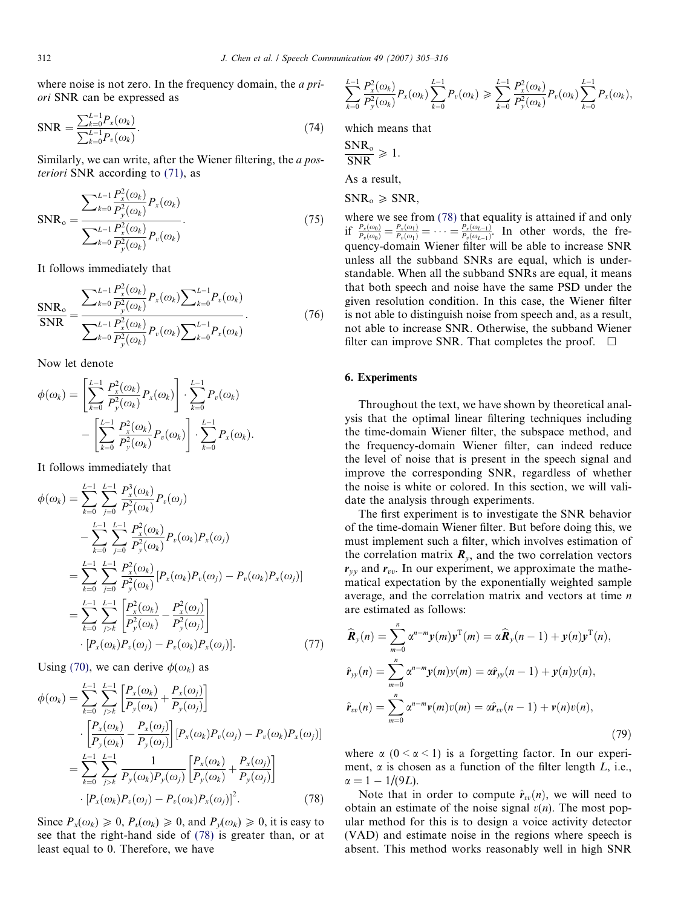where noise is not zero. In the frequency domain, the *a priori* SNR can be expressed as

$$\mathrm{SNR} = \frac{\sum_{k=0}^{L-1} P_x(\omega_k)}{\sum_{k=0}^{L-1} P_v(\omega_k)}. \tag{74}$$

Similarly, we can write, after the Wiener filtering, the *a posteriori* SNR according to (71), as

$$\mathrm{SNR_o} = \frac{\sum_{k=0}^{L-1} \frac{P_x^2(\omega_k)}{P_y^2(\omega_k)} P_x(\omega_k)}{\sum_{k=0}^{L-1} \frac{P_x^2(\omega_k)}{P_y^2(\omega_k)} P_v(\omega_k)}. \tag{75}$$

It follows immediately that

$$\frac{\mathrm{SNR_o}}{\mathrm{SNR}} = \frac{\sum_{k=0}^{L-1} \frac{P_x^2(\omega_k)}{P_y^2(\omega_k)} P_x(\omega_k) \sum_{k=0}^{L-1} P_v(\omega_k)}{\sum_{k=0}^{L-1} \frac{P_x^2(\omega_k)}{P_y^2(\omega_k)} P_v(\omega_k) \sum_{k=0}^{L-1} P_x(\omega_k)}. \tag{76}$$

Now let denote

$$\phi(\omega_k) = \left[\sum_{k=0}^{L-1} \frac{P_x^2(\omega_k)}{P_y^2(\omega_k)} P_x(\omega_k)\right] \cdot \sum_{k=0}^{L-1} P_v(\omega_k) - \left[\sum_{k=0}^{L-1} \frac{P_x^2(\omega_k)}{P_y^2(\omega_k)} P_v(\omega_k)\right] \cdot \sum_{k=0}^{L-1} P_x(\omega_k).$$

It follows immediately that

$$\begin{aligned}
\phi(\omega_k) &= \sum_{k=0}^{L-1} \sum_{j=0}^{L-1} \frac{P_x^3(\omega_k)}{P_y^2(\omega_k)} P_v(\omega_j) - \sum_{k=0}^{L-1} \sum_{j=0}^{L-1} \frac{P_x^2(\omega_k)}{P_y^2(\omega_k)} P_v(\omega_k) P_x(\omega_j) \\
&= \sum_{k=0}^{L-1} \sum_{j=0}^{L-1} \frac{P_x^2(\omega_k)}{P_y^2(\omega_k)} [P_x(\omega_k) P_v(\omega_j) - P_v(\omega_k) P_x(\omega_j)] \\
&= \sum_{k=0}^{L-1} \sum_{j>k}^{L-1} \left[\frac{P_x^2(\omega_k)}{P_y^2(\omega_k)} - \frac{P_x^2(\omega_j)}{P_y^2(\omega_j)}\right] \cdot [P_x(\omega_k) P_v(\omega_j) - P_v(\omega_k) P_x(\omega_j)].
\end{aligned} \tag{77}$$

Using (70), we can derive $\phi(\omega_k)$ as

$$\begin{aligned}
\phi(\omega_k) &= \sum_{k=0}^{L-1} \sum_{j>k}^{L-1} \left[\frac{P_x(\omega_k)}{P_y(\omega_k)} + \frac{P_x(\omega_j)}{P_y(\omega_j)}\right] \cdot \left[\frac{P_x(\omega_k)}{P_y(\omega_k)} - \frac{P_x(\omega_j)}{P_y(\omega_j)}\right] [P_x(\omega_k) P_v(\omega_j) - P_v(\omega_k) P_x(\omega_j)] \\
&= \sum_{k=0}^{L-1} \sum_{j>k}^{L-1} \frac{1}{P_y(\omega_k) P_y(\omega_j)} \left[\frac{P_x(\omega_k)}{P_y(\omega_k)} + \frac{P_x(\omega_j)}{P_y(\omega_j)}\right] \cdot [P_x(\omega_k) P_v(\omega_j) - P_v(\omega_k) P_x(\omega_j)]^2.
\end{aligned} \tag{78}$$

Since $P_x(\omega_k) \geqslant 0$, $P_v(\omega_k) \geqslant 0$, and $P_y(\omega_k) \geqslant 0$, it is easy to see that the right-hand side of (78) is greater than, or at least equal to 0. Therefore, we have

$$\sum_{k=0}^{L-1} \frac{P_x^2(\omega_k)}{P_y^2(\omega_k)} P_x(\omega_k) \sum_{k=0}^{L-1} P_v(\omega_k) \geqslant \sum_{k=0}^{L-1} \frac{P_x^2(\omega_k)}{P_y^2(\omega_k)} P_v(\omega_k) \sum_{k=0}^{L-1} P_x(\omega_k),$$

which means that

$$\frac{\mathrm{SNR_o}}{\mathrm{SNR}} \geqslant 1.$$

As a result,

$$\mathrm{SNR_o} \geqslant \mathrm{SNR},$$

where we see from (78) that equality is attained if and only if $\frac{P_x(\omega_0)}{P_v(\omega_0)} = \frac{P_x(\omega_1)}{P_v(\omega_1)} = \cdots = \frac{P_x(\omega_{L-1})}{P_v(\omega_{L-1})}$. In other words, the frequency-domain Wiener filter will be able to increase SNR unless all the subband SNRs are equal, which is understandable. When all the subband SNRs are equal, it means that both speech and noise have the same PSD under the given resolution condition. In this case, the Wiener filter is not able to distinguish noise from speech and, as a result, not able to increase SNR. Otherwise, the subband Wiener filter can improve SNR. That completes the proof. □

## 6. Experiments

Throughout the text, we have shown by theoretical analysis that the optimal linear filtering techniques including the time-domain Wiener filter, the subspace method, and the frequency-domain Wiener filter, can indeed reduce the level of noise that is present in the speech signal and improve the corresponding SNR, regardless of whether the noise is white or colored. In this section, we will validate the analysis through experiments.

The first experiment is to investigate the SNR behavior of the time-domain Wiener filter. But before doing this, we must implement such a filter, which involves estimation of the correlation matrix $\boldsymbol{R}_y$, and the two correlation vectors $\boldsymbol{r}_{yy}$ and $\boldsymbol{r}_{vv}$. In our experiment, we approximate the mathematical expectation by the exponentially weighted sample average, and the correlation matrix and vectors at time $n$ are estimated as follows:

$$\begin{aligned}
\widehat{\boldsymbol{R}}_y(n) &= \sum_{m=0}^{n} \alpha^{n-m} \boldsymbol{y}(m) \boldsymbol{y}^{\mathrm{T}}(m) = \alpha \widehat{\boldsymbol{R}}_y(n-1) + \boldsymbol{y}(n) \boldsymbol{y}^{\mathrm{T}}(n), \\
\hat{\boldsymbol{r}}_{yy}(n) &= \sum_{m=0}^{n} \alpha^{n-m} \boldsymbol{y}(m) y(m) = \alpha \hat{\boldsymbol{r}}_{yy}(n-1) + \boldsymbol{y}(n) y(n), \\
\hat{\boldsymbol{r}}_{vv}(n) &= \sum_{m=0}^{n} \alpha^{n-m} \boldsymbol{v}(m) v(m) = \alpha \hat{\boldsymbol{r}}_{vv}(n-1) + \boldsymbol{v}(n) v(n),
\end{aligned} \tag{79}$$

where $\alpha$ $(0 < \alpha < 1)$ is a forgetting factor. In our experiment, $\alpha$ is chosen as a function of the filter length $L$, i.e., $\alpha = 1 - 1/(9L)$.

Note that in order to compute $\hat{\boldsymbol{r}}_{vv}(n)$, we will need to obtain an estimate of the noise signal $v(n)$. The most popular method for this is to design a voice activity detector (VAD) and estimate noise in the regions where speech is absent. This method works reasonably well in high SNR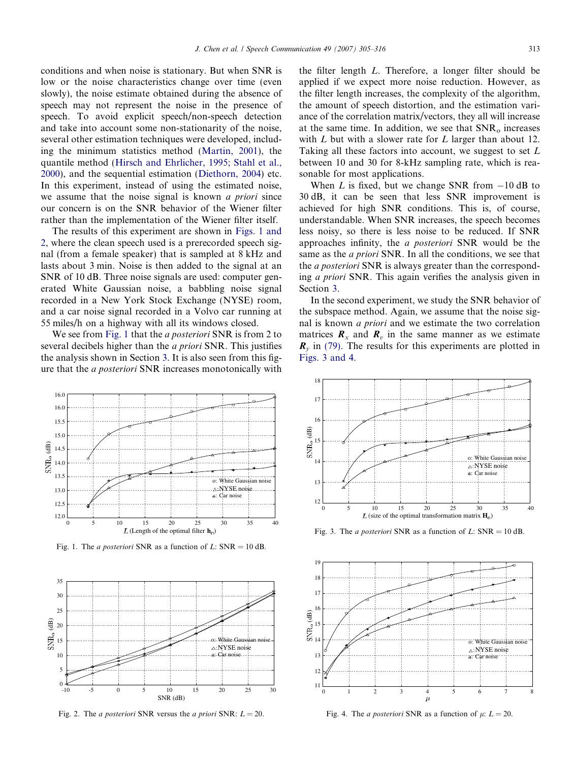conditions and when noise is stationary. But when SNR is low or the noise characteristics change over time (even slowly), the noise estimate obtained during the absence of speech may not represent the noise in the presence of speech. To avoid explicit speech/non-speech detection and take into account some non-stationarity of the noise, several other estimation techniques were developed, including the minimum statistics method (Martin, 2001), the quantile method (Hirsch and Ehrlicher, 1995; Stahl et al., 2000), and the sequential estimation (Diethorn, 2004) etc. In this experiment, instead of using the estimated noise, we assume that the noise signal is known *a priori* since our concern is on the SNR behavior of the Wiener filter rather than the implementation of the Wiener filter itself.

The results of this experiment are shown in Figs. 1 and 2, where the clean speech used is a prerecorded speech signal (from a female speaker) that is sampled at 8 kHz and lasts about 3 min. Noise is then added to the signal at an SNR of 10 dB. Three noise signals are used: computer generated White Gaussian noise, a babbling noise signal recorded in a New York Stock Exchange (NYSE) room, and a car noise signal recorded in a Volvo car running at 55 miles/h on a highway with all its windows closed.

We see from Fig. 1 that the *a posteriori* SNR is from 2 to several decibels higher than the *a priori* SNR. This justifies the analysis shown in Section 3. It is also seen from this figure that the *a posteriori* SNR increases monotonically with the filter length $L$. Therefore, a longer filter should be applied if we expect more noise reduction. However, as the filter length increases, the complexity of the algorithm, the amount of speech distortion, and the estimation variance of the correlation matrix/vectors, they all will increase at the same time. In addition, we see that $\text{SNR}_\text{o}$ increases with $L$ but with a slower rate for $L$ larger than about 12. Taking all these factors into account, we suggest to set $L$ between 10 and 30 for 8-kHz sampling rate, which is reasonable for most applications.

When $L$ is fixed, but we change SNR from $-10$ dB to 30 dB, it can be seen that less SNR improvement is achieved for high SNR conditions. This is, of course, understandable. When SNR increases, the speech becomes less noisy, so there is less noise to be reduced. If SNR approaches infinity, the *a posteriori* SNR would be the same as the *a priori* SNR. In all the conditions, we see that the *a posteriori* SNR is always greater than the corresponding *a priori* SNR. This again verifies the analysis given in Section 3.

In the second experiment, we study the SNR behavior of the subspace method. Again, we assume that the noise signal is known *a priori* and we estimate the two correlation matrices $\mathbf{R}_x$ and $\mathbf{R}_v$ in the same manner as we estimate $\mathbf{R}_y$ in (79). The results for this experiments are plotted in Figs. 3 and 4.

Fig. 1. The *a posteriori* SNR as a function of $L$: SNR = 10 dB.

Fig. 2. The *a posteriori* SNR versus the *a priori* SNR: $L = 20$.

Fig. 3. The *a posteriori* SNR as a function of $L$: SNR = 10 dB.

Fig. 4. The *a posteriori* SNR as a function of $\mu$: $L = 20$.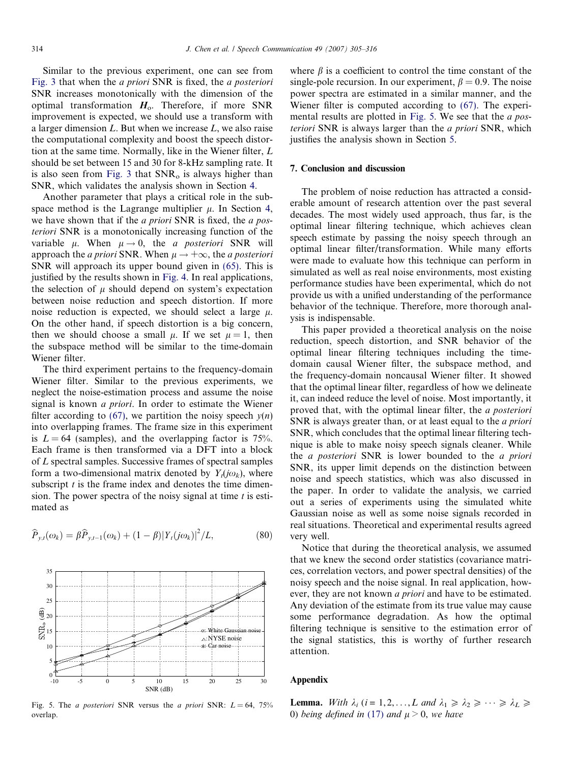Similar to the previous experiment, one can see from Fig. 3 that when the *a priori* SNR is fixed, the *a posteriori* SNR increases monotonically with the dimension of the optimal transformation $\mathbf{H}_o$. Therefore, if more SNR improvement is expected, we should use a transform with a larger dimension $L$. But when we increase $L$, we also raise the computational complexity and boost the speech distortion at the same time. Normally, like in the Wiener filter, $L$ should be set between 15 and 30 for 8-kHz sampling rate. It is also seen from Fig. 3 that $\text{SNR}_o$ is always higher than SNR, which validates the analysis shown in Section 4.

Another parameter that plays a critical role in the subspace method is the Lagrange multiplier $\mu$. In Section 4, we have shown that if the *a priori* SNR is fixed, the *a posteriori* SNR is a monotonically increasing function of the variable $\mu$. When $\mu \rightarrow 0$, the *a posteriori* SNR will approach the *a priori* SNR. When $\mu \rightarrow +\infty$, the *a posteriori* SNR will approach its upper bound given in (65). This is justified by the results shown in Fig. 4. In real applications, the selection of $\mu$ should depend on system's expectation between noise reduction and speech distortion. If more noise reduction is expected, we should select a large $\mu$. On the other hand, if speech distortion is a big concern, then we should choose a small $\mu$. If we set $\mu = 1$, then the subspace method will be similar to the time-domain Wiener filter.

The third experiment pertains to the frequency-domain Wiener filter. Similar to the previous experiments, we neglect the noise-estimation process and assume the noise signal is known *a priori*. In order to estimate the Wiener filter according to (67), we partition the noisy speech $y(n)$ into overlapping frames. The frame size in this experiment is $L = 64$ (samples), and the overlapping factor is 75%. Each frame is then transformed via a DFT into a block of $L$ spectral samples. Successive frames of spectral samples form a two-dimensional matrix denoted by $Y_t(j\omega_k)$, where subscript $t$ is the frame index and denotes the time dimension. The power spectra of the noisy signal at time $t$ is estimated as

$$\widehat{P}_{y,t}(\omega_k) = \beta \widehat{P}_{y,t-1}(\omega_k) + (1 - \beta)|Y_t(j\omega_k)|^2/L, \tag{80}$$

35
30
25
20
15
10
5
0
$\text{SNR}_o$ (dB)
-10 -5 0 5 10 15 20 25 30
SNR (dB)
o: White Gaussian noise
△: NYSE noise
\*: Car noise

Fig. 5. The *a posteriori* SNR versus the *a priori* SNR: $L = 64$, 75% overlap.

where $\beta$ is a coefficient to control the time constant of the single-pole recursion. In our experiment, $\beta = 0.9$. The noise power spectra are estimated in a similar manner, and the Wiener filter is computed according to (67). The experimental results are plotted in Fig. 5. We see that the *a posteriori* SNR is always larger than the *a priori* SNR, which justifies the analysis shown in Section 5.

## 7. Conclusion and discussion

The problem of noise reduction has attracted a considerable amount of research attention over the past several decades. The most widely used approach, thus far, is the optimal linear filtering technique, which achieves clean speech estimate by passing the noisy speech through an optimal linear filter/transformation. While many efforts were made to evaluate how this technique can perform in simulated as well as real noise environments, most existing performance studies have been experimental, which do not provide us with a unified understanding of the performance behavior of the technique. Therefore, more thorough analysis is indispensable.

This paper provided a theoretical analysis on the noise reduction, speech distortion, and SNR behavior of the optimal linear filtering techniques including the time-domain causal Wiener filter, the subspace method, and the frequency-domain noncausal Wiener filter. It showed that the optimal linear filter, regardless of how we delineate it, can indeed reduce the level of noise. Most importantly, it proved that, with the optimal linear filter, the *a posteriori* SNR is always greater than, or at least equal to the *a priori* SNR, which concludes that the optimal linear filtering technique is able to make noisy speech signals cleaner. While the *a posteriori* SNR is lower bounded to the *a priori* SNR, its upper limit depends on the distinction between noise and speech statistics, which was also discussed in the paper. In order to validate the analysis, we carried out a series of experiments using the simulated white Gaussian noise as well as some noise signals recorded in real situations. Theoretical and experimental results agreed very well.

Notice that during the theoretical analysis, we assumed that we knew the second order statistics (covariance matrices, correlation vectors, and power spectral densities) of the noisy speech and the noise signal. In real application, however, they are not known *a priori* and have to be estimated. Any deviation of the estimate from its true value may cause some performance degradation. As how the optimal filtering technique is sensitive to the estimation error of the signal statistics, this is worthy of further research attention.

## Appendix

**Lemma.** *With* $\lambda_i$ *(*$i = 1, 2, \ldots, L$ *and* $\lambda_1 \geqslant \lambda_2 \geqslant \cdots \geqslant \lambda_L \geqslant 0$*) being defined in (17) and* $\mu > 0$*, we have*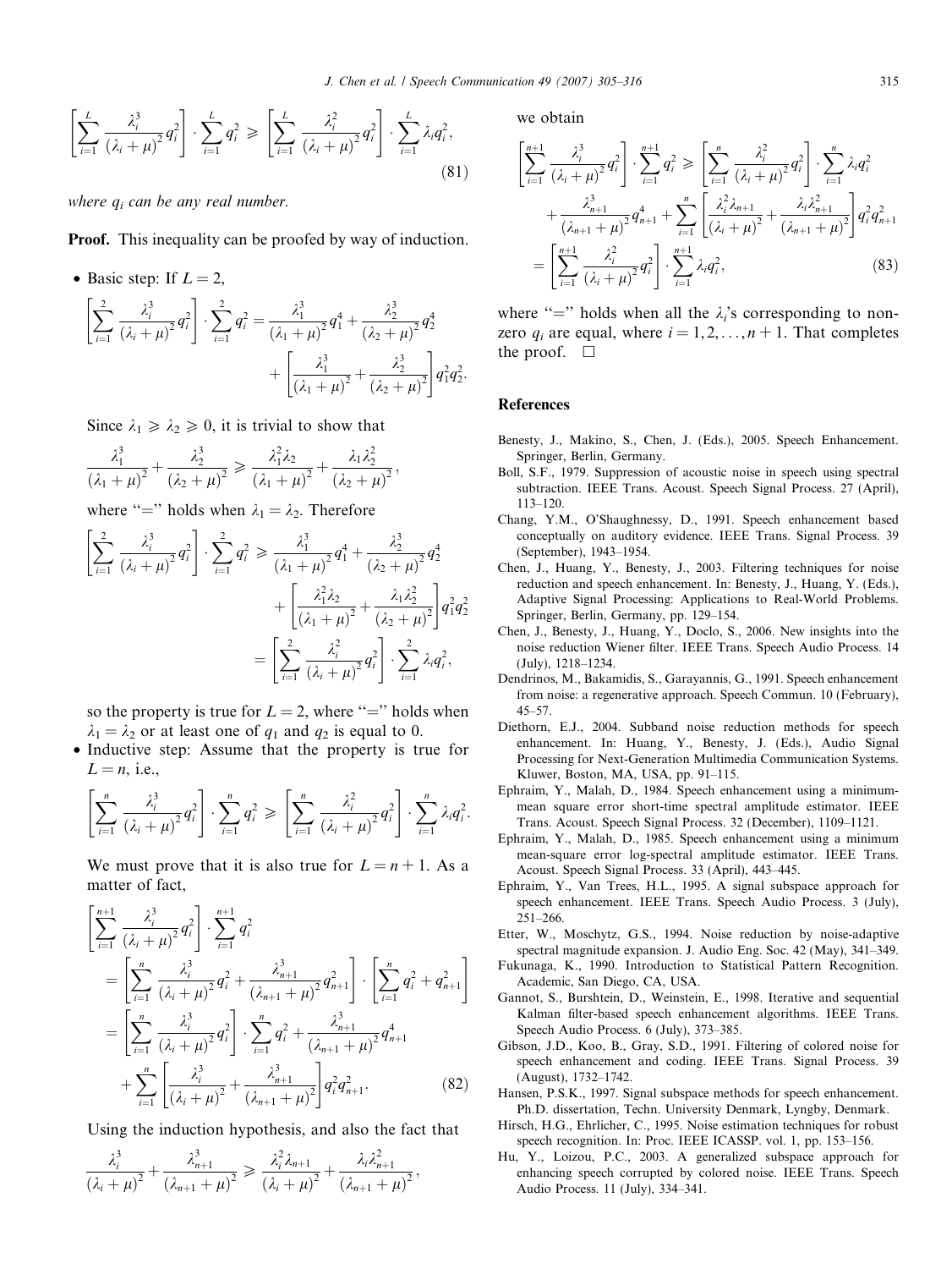$$\left[\sum_{i=1}^{L} \frac{\lambda_i^3}{(\lambda_i+\mu)^2} q_i^2\right] \cdot \sum_{i=1}^{L} q_i^2 \geqslant \left[\sum_{i=1}^{L} \frac{\lambda_i^2}{(\lambda_i+\mu)^2} q_i^2\right] \cdot \sum_{i=1}^{L} \lambda_i q_i^2, \tag{81}$$

*where $q_i$ can be any real number.*

**Proof.** This inequality can be proofed by way of induction.

- Basic step: If $L = 2$,

$$\left[\sum_{i=1}^{2} \frac{\lambda_i^3}{(\lambda_i+\mu)^2} q_i^2\right] \cdot \sum_{i=1}^{2} q_i^2 = \frac{\lambda_1^3}{(\lambda_1+\mu)^2} q_1^4 + \frac{\lambda_2^3}{(\lambda_2+\mu)^2} q_2^4 + \left[\frac{\lambda_1^3}{(\lambda_1+\mu)^2} + \frac{\lambda_2^3}{(\lambda_2+\mu)^2}\right] q_1^2 q_2^2.$$

Since $\lambda_1 \geqslant \lambda_2 \geqslant 0$, it is trivial to show that

$$\frac{\lambda_1^3}{(\lambda_1+\mu)^2} + \frac{\lambda_2^3}{(\lambda_2+\mu)^2} \geqslant \frac{\lambda_1^2 \lambda_2}{(\lambda_1+\mu)^2} + \frac{\lambda_1 \lambda_2^2}{(\lambda_2+\mu)^2},$$

where "=" holds when $\lambda_1 = \lambda_2$. Therefore

$$\begin{aligned}\left[\sum_{i=1}^{2} \frac{\lambda_i^3}{(\lambda_i+\mu)^2} q_i^2\right] \cdot \sum_{i=1}^{2} q_i^2 &\geqslant \frac{\lambda_1^3}{(\lambda_1+\mu)^2} q_1^4 + \frac{\lambda_2^3}{(\lambda_2+\mu)^2} q_2^4 \\ &\quad + \left[\frac{\lambda_1^2 \lambda_2}{(\lambda_1+\mu)^2} + \frac{\lambda_1 \lambda_2^2}{(\lambda_2+\mu)^2}\right] q_1^2 q_2^2 \\ &= \left[\sum_{i=1}^{2} \frac{\lambda_i^2}{(\lambda_i+\mu)^2} q_i^2\right] \cdot \sum_{i=1}^{2} \lambda_i q_i^2,\end{aligned}$$

so the property is true for $L = 2$, where "=" holds when $\lambda_1 = \lambda_2$ or at least one of $q_1$ and $q_2$ is equal to 0.

- Inductive step: Assume that the property is true for $L = n$, i.e.,

$$\left[\sum_{i=1}^{n} \frac{\lambda_i^3}{(\lambda_i+\mu)^2} q_i^2\right] \cdot \sum_{i=1}^{n} q_i^2 \geqslant \left[\sum_{i=1}^{n} \frac{\lambda_i^2}{(\lambda_i+\mu)^2} q_i^2\right] \cdot \sum_{i=1}^{n} \lambda_i q_i^2.$$

We must prove that it is also true for $L = n+1$. As a matter of fact,

$$\begin{aligned}&\left[\sum_{i=1}^{n+1} \frac{\lambda_i^3}{(\lambda_i+\mu)^2} q_i^2\right] \cdot \sum_{i=1}^{n+1} q_i^2 \\ &= \left[\sum_{i=1}^{n} \frac{\lambda_i^3}{(\lambda_i+\mu)^2} q_i^2 + \frac{\lambda_{n+1}^3}{(\lambda_{n+1}+\mu)^2} q_{n+1}^2\right] \cdot \left[\sum_{i=1}^{n} q_i^2 + q_{n+1}^2\right] \\ &= \left[\sum_{i=1}^{n} \frac{\lambda_i^3}{(\lambda_i+\mu)^2} q_i^2\right] \cdot \sum_{i=1}^{n} q_i^2 + \frac{\lambda_{n+1}^3}{(\lambda_{n+1}+\mu)^2} q_{n+1}^4 \\ &\quad + \sum_{i=1}^{n} \left[\frac{\lambda_i^3}{(\lambda_i+\mu)^2} + \frac{\lambda_{n+1}^3}{(\lambda_{n+1}+\mu)^2}\right] q_i^2 q_{n+1}^2.\end{aligned} \tag{82}$$

Using the induction hypothesis, and also the fact that

$$\frac{\lambda_i^3}{(\lambda_i+\mu)^2} + \frac{\lambda_{n+1}^3}{(\lambda_{n+1}+\mu)^2} \geqslant \frac{\lambda_i^2 \lambda_{n+1}}{(\lambda_i+\mu)^2} + \frac{\lambda_i \lambda_{n+1}^2}{(\lambda_{n+1}+\mu)^2},$$

we obtain

$$\begin{aligned}&\left[\sum_{i=1}^{n+1} \frac{\lambda_i^3}{(\lambda_i+\mu)^2} q_i^2\right] \cdot \sum_{i=1}^{n+1} q_i^2 \geqslant \left[\sum_{i=1}^{n} \frac{\lambda_i^2}{(\lambda_i+\mu)^2} q_i^2\right] \cdot \sum_{i=1}^{n} \lambda_i q_i^2 \\ &\quad + \frac{\lambda_{n+1}^3}{(\lambda_{n+1}+\mu)^2} q_{n+1}^4 + \sum_{i=1}^{n} \left[\frac{\lambda_i^2 \lambda_{n+1}}{(\lambda_i+\mu)^2} + \frac{\lambda_i \lambda_{n+1}^2}{(\lambda_{n+1}+\mu)^2}\right] q_i^2 q_{n+1}^2 \\ &= \left[\sum_{i=1}^{n+1} \frac{\lambda_i^2}{(\lambda_i+\mu)^2} q_i^2\right] \cdot \sum_{i=1}^{n+1} \lambda_i q_i^2,\end{aligned} \tag{83}$$

where "=" holds when all the $\lambda_i$'s corresponding to non-zero $q_i$ are equal, where $i = 1, 2, \ldots, n+1$. That completes the proof. □

## References

Benesty, J., Makino, S., Chen, J. (Eds.), 2005. Speech Enhancement. Springer, Berlin, Germany.

Boll, S.F., 1979. Suppression of acoustic noise in speech using spectral subtraction. IEEE Trans. Acoust. Speech Signal Process. 27 (April), 113–120.

Chang, Y.M., O'Shaughnessy, D., 1991. Speech enhancement based conceptually on auditory evidence. IEEE Trans. Signal Process. 39 (September), 1943–1954.

Chen, J., Huang, Y., Benesty, J., 2003. Filtering techniques for noise reduction and speech enhancement. In: Benesty, J., Huang, Y. (Eds.), Adaptive Signal Processing: Applications to Real-World Problems. Springer, Berlin, Germany, pp. 129–154.

Chen, J., Benesty, J., Huang, Y., Doclo, S., 2006. New insights into the noise reduction Wiener filter. IEEE Trans. Speech Audio Process. 14 (July), 1218–1234.

Dendrinos, M., Bakamidis, S., Garayannis, G., 1991. Speech enhancement from noise: a regenerative approach. Speech Commun. 10 (February), 45–57.

Diethorn, E.J., 2004. Subband noise reduction methods for speech enhancement. In: Huang, Y., Benesty, J. (Eds.), Audio Signal Processing for Next-Generation Multimedia Communication Systems. Kluwer, Boston, MA, USA, pp. 91–115.

Ephraim, Y., Malah, D., 1984. Speech enhancement using a minimum-mean square error short-time spectral amplitude estimator. IEEE Trans. Acoust. Speech Signal Process. 32 (December), 1109–1121.

Ephraim, Y., Malah, D., 1985. Speech enhancement using a minimum mean-square error log-spectral amplitude estimator. IEEE Trans. Acoust. Speech Signal Process. 33 (April), 443–445.

Ephraim, Y., Van Trees, H.L., 1995. A signal subspace approach for speech enhancement. IEEE Trans. Speech Audio Process. 3 (July), 251–266.

Etter, W., Moschytz, G.S., 1994. Noise reduction by noise-adaptive spectral magnitude expansion. J. Audio Eng. Soc. 42 (May), 341–349.

Fukunaga, K., 1990. Introduction to Statistical Pattern Recognition. Academic, San Diego, CA, USA.

Gannot, S., Burshtein, D., Weinstein, E., 1998. Iterative and sequential Kalman filter-based speech enhancement algorithms. IEEE Trans. Speech Audio Process. 6 (July), 373–385.

Gibson, J.D., Koo, B., Gray, S.D., 1991. Filtering of colored noise for speech enhancement and coding. IEEE Trans. Signal Process. 39 (August), 1732–1742.

Hansen, P.S.K., 1997. Signal subspace methods for speech enhancement. Ph.D. dissertation, Techn. University Denmark, Lyngby, Denmark.

Hirsch, H.G., Ehrlicher, C., 1995. Noise estimation techniques for robust speech recognition. In: Proc. IEEE ICASSP. vol. 1, pp. 153–156.

Hu, Y., Loizou, P.C., 2003. A generalized subspace approach for enhancing speech corrupted by colored noise. IEEE Trans. Speech Audio Process. 11 (July), 334–341.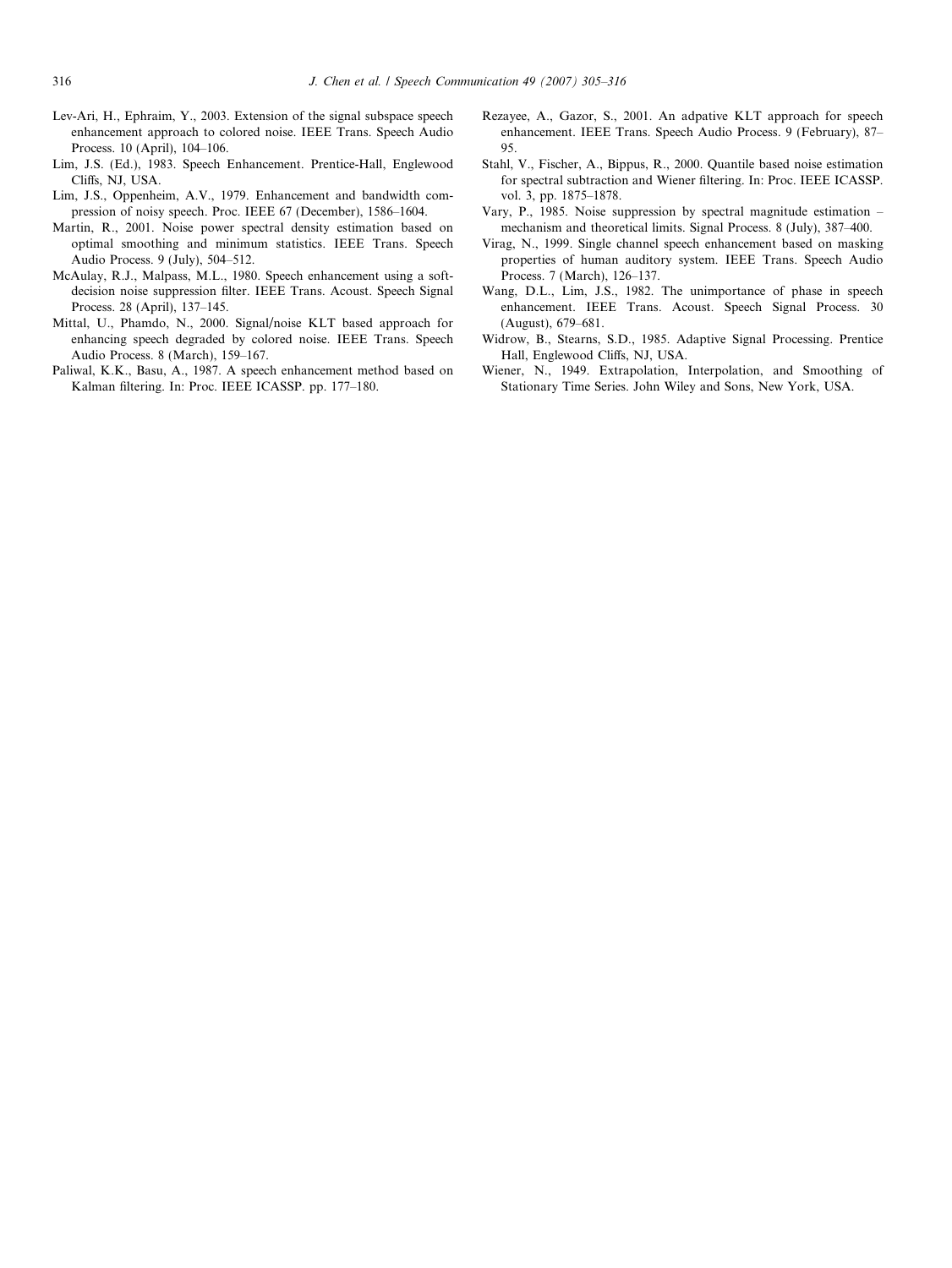Lev-Ari, H., Ephraim, Y., 2003. Extension of the signal subspace speech enhancement approach to colored noise. IEEE Trans. Speech Audio Process. 10 (April), 104–106.

Lim, J.S. (Ed.), 1983. Speech Enhancement. Prentice-Hall, Englewood Cliffs, NJ, USA.

Lim, J.S., Oppenheim, A.V., 1979. Enhancement and bandwidth compression of noisy speech. Proc. IEEE 67 (December), 1586–1604.

Martin, R., 2001. Noise power spectral density estimation based on optimal smoothing and minimum statistics. IEEE Trans. Speech Audio Process. 9 (July), 504–512.

McAulay, R.J., Malpass, M.L., 1980. Speech enhancement using a soft-decision noise suppression filter. IEEE Trans. Acoust. Speech Signal Process. 28 (April), 137–145.

Mittal, U., Phamdo, N., 2000. Signal/noise KLT based approach for enhancing speech degraded by colored noise. IEEE Trans. Speech Audio Process. 8 (March), 159–167.

Paliwal, K.K., Basu, A., 1987. A speech enhancement method based on Kalman filtering. In: Proc. IEEE ICASSP. pp. 177–180.

Rezayee, A., Gazor, S., 2001. An adpative KLT approach for speech enhancement. IEEE Trans. Speech Audio Process. 9 (February), 87–95.

Stahl, V., Fischer, A., Bippus, R., 2000. Quantile based noise estimation for spectral subtraction and Wiener filtering. In: Proc. IEEE ICASSP. vol. 3, pp. 1875–1878.

Vary, P., 1985. Noise suppression by spectral magnitude estimation – mechanism and theoretical limits. Signal Process. 8 (July), 387–400.

Virag, N., 1999. Single channel speech enhancement based on masking properties of human auditory system. IEEE Trans. Speech Audio Process. 7 (March), 126–137.

Wang, D.L., Lim, J.S., 1982. The unimportance of phase in speech enhancement. IEEE Trans. Acoust. Speech Signal Process. 30 (August), 679–681.

Widrow, B., Stearns, S.D., 1985. Adaptive Signal Processing. Prentice Hall, Englewood Cliffs, NJ, USA.

Wiener, N., 1949. Extrapolation, Interpolation, and Smoothing of Stationary Time Series. John Wiley and Sons, New York, USA.